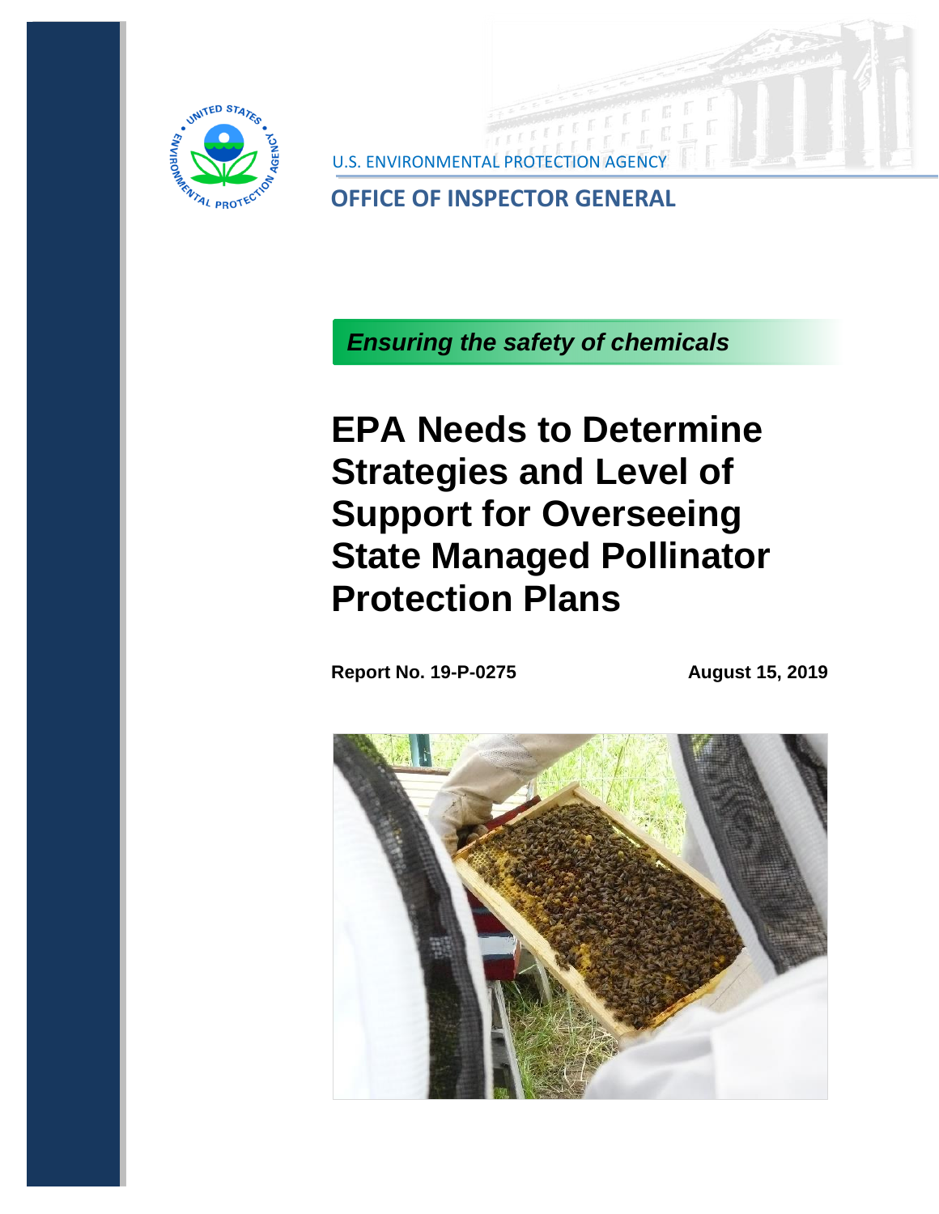U.S. ENVIRONMENTAL PROTECTION AGENCY

OFFICE OF INSPECTOR GENERAL

*Ensuring the safety of chemicals*

# EPA Needs to Determine Strategies and Level of Support for Overseeing State Managed Pollinator Protection Plans

**Report No. 19-P-0275** **August 15, 2019**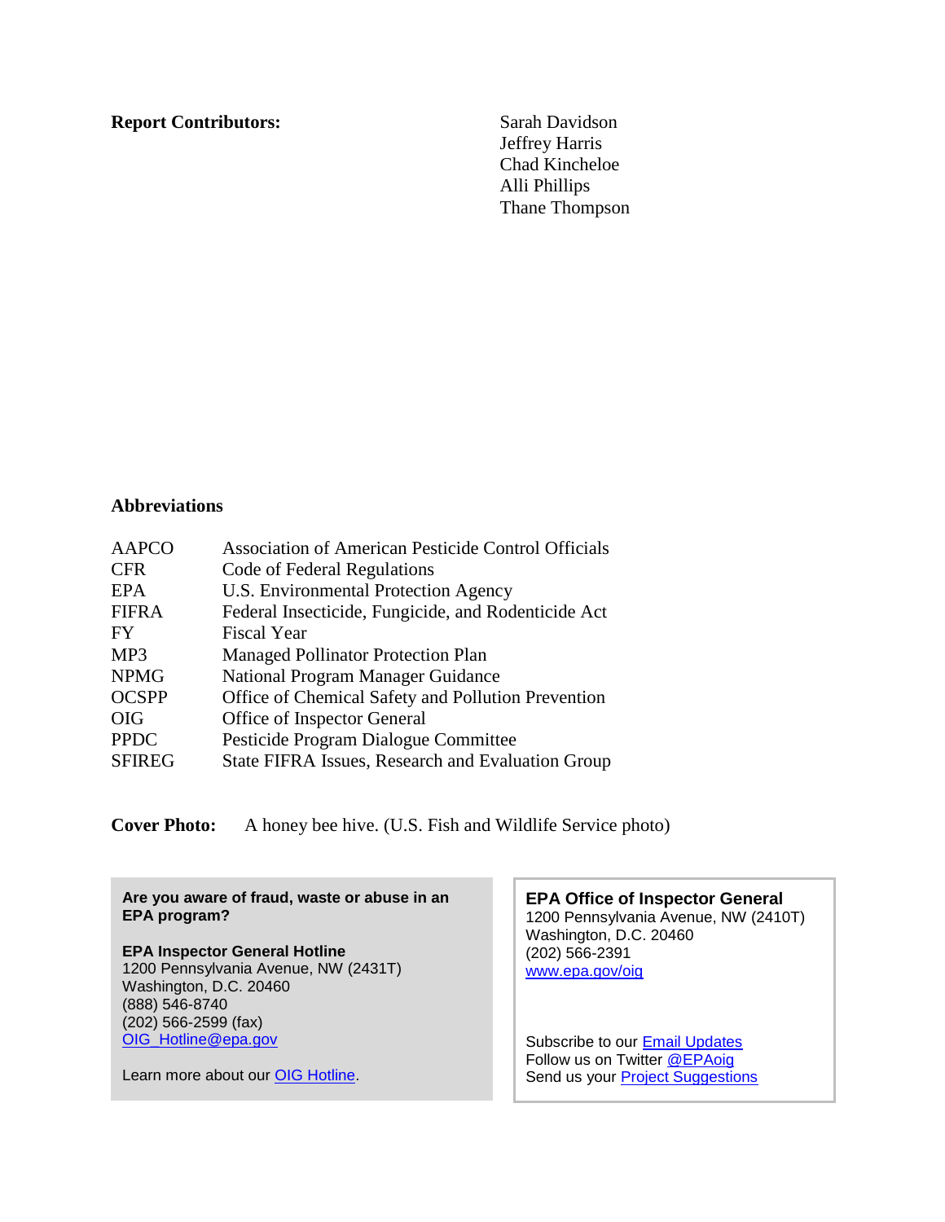**Report Contributors:**

Sarah Davidson
Jeffrey Harris
Chad Kincheloe
Alli Phillips
Thane Thompson

## Abbreviations

| | |
|---|---|
| AAPCO | Association of American Pesticide Control Officials |
| CFR | Code of Federal Regulations |
| EPA | U.S. Environmental Protection Agency |
| FIFRA | Federal Insecticide, Fungicide, and Rodenticide Act |
| FY | Fiscal Year |
| MP3 | Managed Pollinator Protection Plan |
| NPMG | National Program Manager Guidance |
| OCSPP | Office of Chemical Safety and Pollution Prevention |
| OIG | Office of Inspector General |
| PPDC | Pesticide Program Dialogue Committee |
| SFIREG | State FIFRA Issues, Research and Evaluation Group |

**Cover Photo:** A honey bee hive. (U.S. Fish and Wildlife Service photo)

**Are you aware of fraud, waste or abuse in an EPA program?**

**EPA Inspector General Hotline**
1200 Pennsylvania Avenue, NW (2431T)
Washington, D.C. 20460
(888) 546-8740
(202) 566-2599 (fax)
OIG_Hotline@epa.gov

Learn more about our OIG Hotline.

**EPA Office of Inspector General**
1200 Pennsylvania Avenue, NW (2410T)
Washington, D.C. 20460
(202) 566-2391
www.epa.gov/oig

Subscribe to our Email Updates
Follow us on Twitter @EPAoig
Send us your Project Suggestions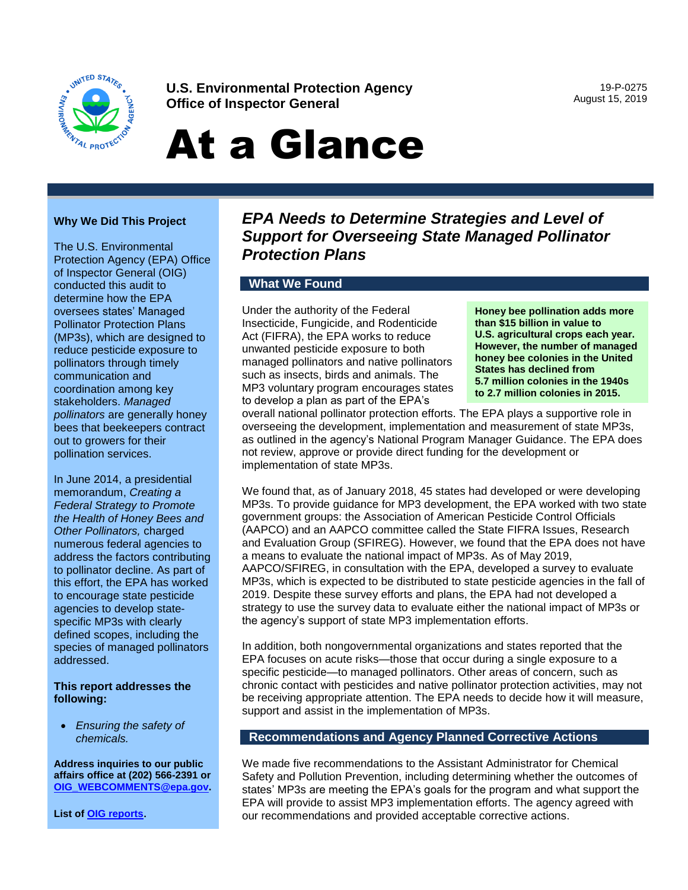**U.S. Environmental Protection Agency**
**Office of Inspector General**

19-P-0275
August 15, 2019

# At a Glance

## EPA Needs to Determine Strategies and Level of Support for Overseeing State Managed Pollinator Protection Plans

### Why We Did This Project

The U.S. Environmental Protection Agency (EPA) Office of Inspector General (OIG) conducted this audit to determine how the EPA oversees states' Managed Pollinator Protection Plans (MP3s), which are designed to reduce pesticide exposure to pollinators through timely communication and coordination among key stakeholders. *Managed pollinators* are generally honey bees that beekeepers contract out to growers for their pollination services.

In June 2014, a presidential memorandum, *Creating a Federal Strategy to Promote the Health of Honey Bees and Other Pollinators,* charged numerous federal agencies to address the factors contributing to pollinator decline. As part of this effort, the EPA has worked to encourage state pesticide agencies to develop state-specific MP3s with clearly defined scopes, including the species of managed pollinators addressed.

**This report addresses the following:**

- *Ensuring the safety of chemicals.*

**Address inquiries to our public affairs office at (202) 566-2391 or OIG_WEBCOMMENTS@epa.gov.**

**List of OIG reports.**

### What We Found

**Honey bee pollination adds more than $15 billion in value to U.S. agricultural crops each year. However, the number of managed honey bee colonies in the United States has declined from 5.7 million colonies in the 1940s to 2.7 million colonies in 2015.**

Under the authority of the Federal Insecticide, Fungicide, and Rodenticide Act (FIFRA), the EPA works to reduce unwanted pesticide exposure to both managed pollinators and native pollinators such as insects, birds and animals. The MP3 voluntary program encourages states to develop a plan as part of the EPA's overall national pollinator protection efforts. The EPA plays a supportive role in overseeing the development, implementation and measurement of state MP3s, as outlined in the agency's National Program Manager Guidance. The EPA does not review, approve or provide direct funding for the development or implementation of state MP3s.

We found that, as of January 2018, 45 states had developed or were developing MP3s. To provide guidance for MP3 development, the EPA worked with two state government groups: the Association of American Pesticide Control Officials (AAPCO) and an AAPCO committee called the State FIFRA Issues, Research and Evaluation Group (SFIREG). However, we found that the EPA does not have a means to evaluate the national impact of MP3s. As of May 2019, AAPCO/SFIREG, in consultation with the EPA, developed a survey to evaluate MP3s, which is expected to be distributed to state pesticide agencies in the fall of 2019. Despite these survey efforts and plans, the EPA had not developed a strategy to use the survey data to evaluate either the national impact of MP3s or the agency's support of state MP3 implementation efforts.

In addition, both nongovernmental organizations and states reported that the EPA focuses on acute risks—those that occur during a single exposure to a specific pesticide—to managed pollinators. Other areas of concern, such as chronic contact with pesticides and native pollinator protection activities, may not be receiving appropriate attention. The EPA needs to decide how it will measure, support and assist in the implementation of MP3s.

### Recommendations and Agency Planned Corrective Actions

We made five recommendations to the Assistant Administrator for Chemical Safety and Pollution Prevention, including determining whether the outcomes of states' MP3s are meeting the EPA's goals for the program and what support the EPA will provide to assist MP3 implementation efforts. The agency agreed with our recommendations and provided acceptable corrective actions.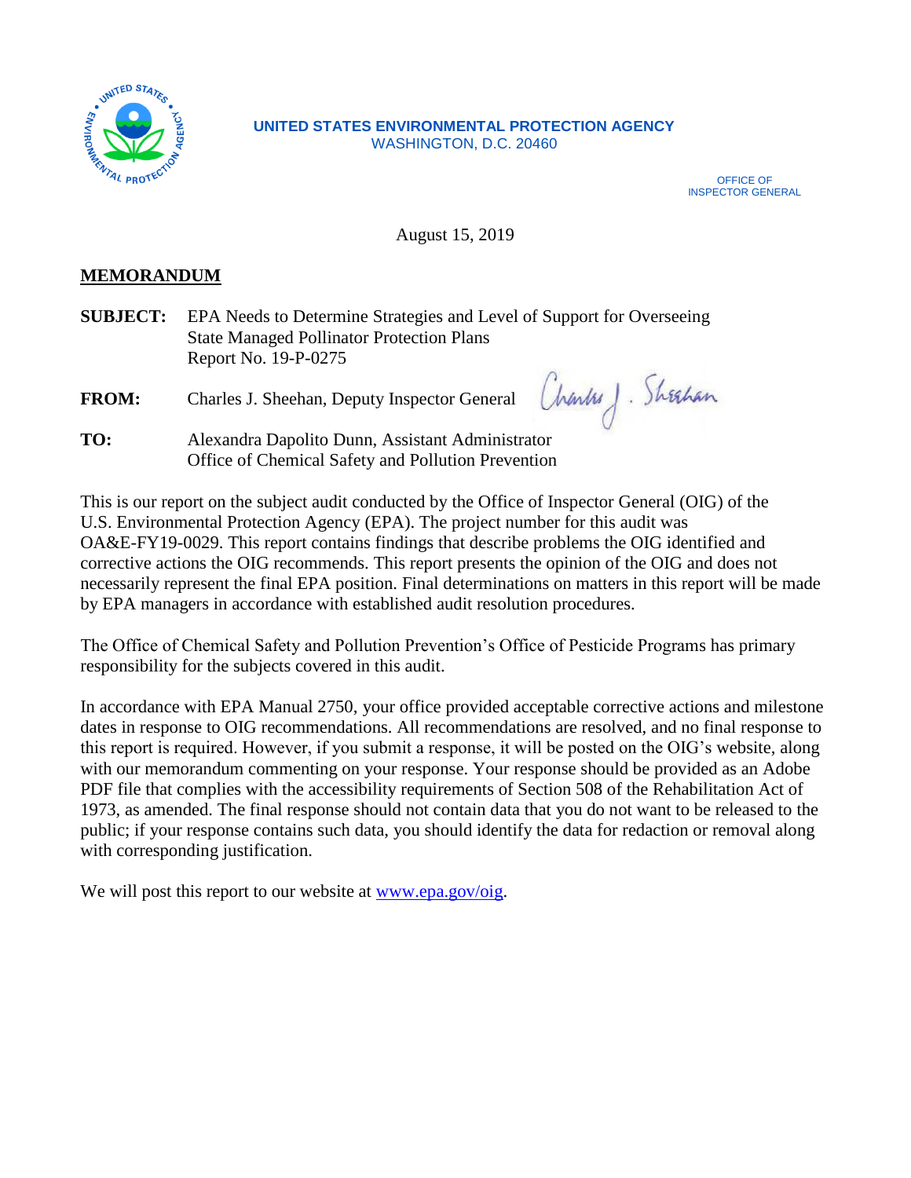UNITED STATES ENVIRONMENTAL PROTECTION AGENCY
WASHINGTON, D.C. 20460

OFFICE OF
INSPECTOR GENERAL

August 15, 2019

**MEMORANDUM**

**SUBJECT:** EPA Needs to Determine Strategies and Level of Support for Overseeing State Managed Pollinator Protection Plans
Report No. 19-P-0275

**FROM:** Charles J. Sheehan, Deputy Inspector General

**TO:** Alexandra Dapolito Dunn, Assistant Administrator
Office of Chemical Safety and Pollution Prevention

This is our report on the subject audit conducted by the Office of Inspector General (OIG) of the U.S. Environmental Protection Agency (EPA). The project number for this audit was OA&E-FY19-0029. This report contains findings that describe problems the OIG identified and corrective actions the OIG recommends. This report presents the opinion of the OIG and does not necessarily represent the final EPA position. Final determinations on matters in this report will be made by EPA managers in accordance with established audit resolution procedures.

The Office of Chemical Safety and Pollution Prevention's Office of Pesticide Programs has primary responsibility for the subjects covered in this audit.

In accordance with EPA Manual 2750, your office provided acceptable corrective actions and milestone dates in response to OIG recommendations. All recommendations are resolved, and no final response to this report is required. However, if you submit a response, it will be posted on the OIG's website, along with our memorandum commenting on your response. Your response should be provided as an Adobe PDF file that complies with the accessibility requirements of Section 508 of the Rehabilitation Act of 1973, as amended. The final response should not contain data that you do not want to be released to the public; if your response contains such data, you should identify the data for redaction or removal along with corresponding justification.

We will post this report to our website at [www.epa.gov/oig](www.epa.gov/oig).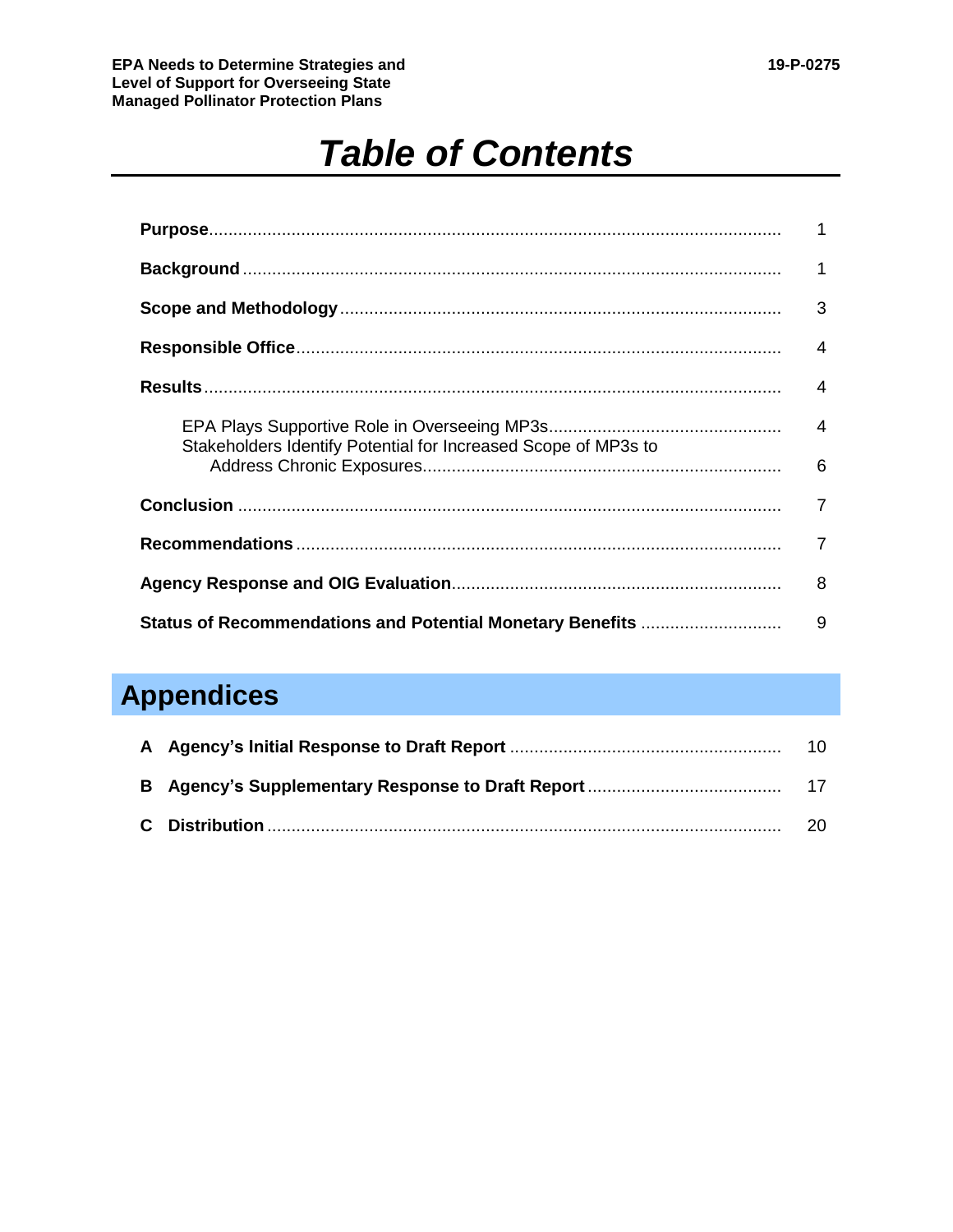# *Table of Contents*

| | |
|---|---|
| **Purpose** | 1 |
| **Background** | 1 |
| **Scope and Methodology** | 3 |
| **Responsible Office** | 4 |
| **Results** | 4 |
| EPA Plays Supportive Role in Overseeing MP3s | 4 |
| Stakeholders Identify Potential for Increased Scope of MP3s to Address Chronic Exposures | 6 |
| **Conclusion** | 7 |
| **Recommendations** | 7 |
| **Agency Response and OIG Evaluation** | 8 |
| **Status of Recommendations and Potential Monetary Benefits** | 9 |

## Appendices

| | | |
|---|---|---|
| **A** | **Agency's Initial Response to Draft Report** | 10 |
| **B** | **Agency's Supplementary Response to Draft Report** | 17 |
| **C** | **Distribution** | 20 |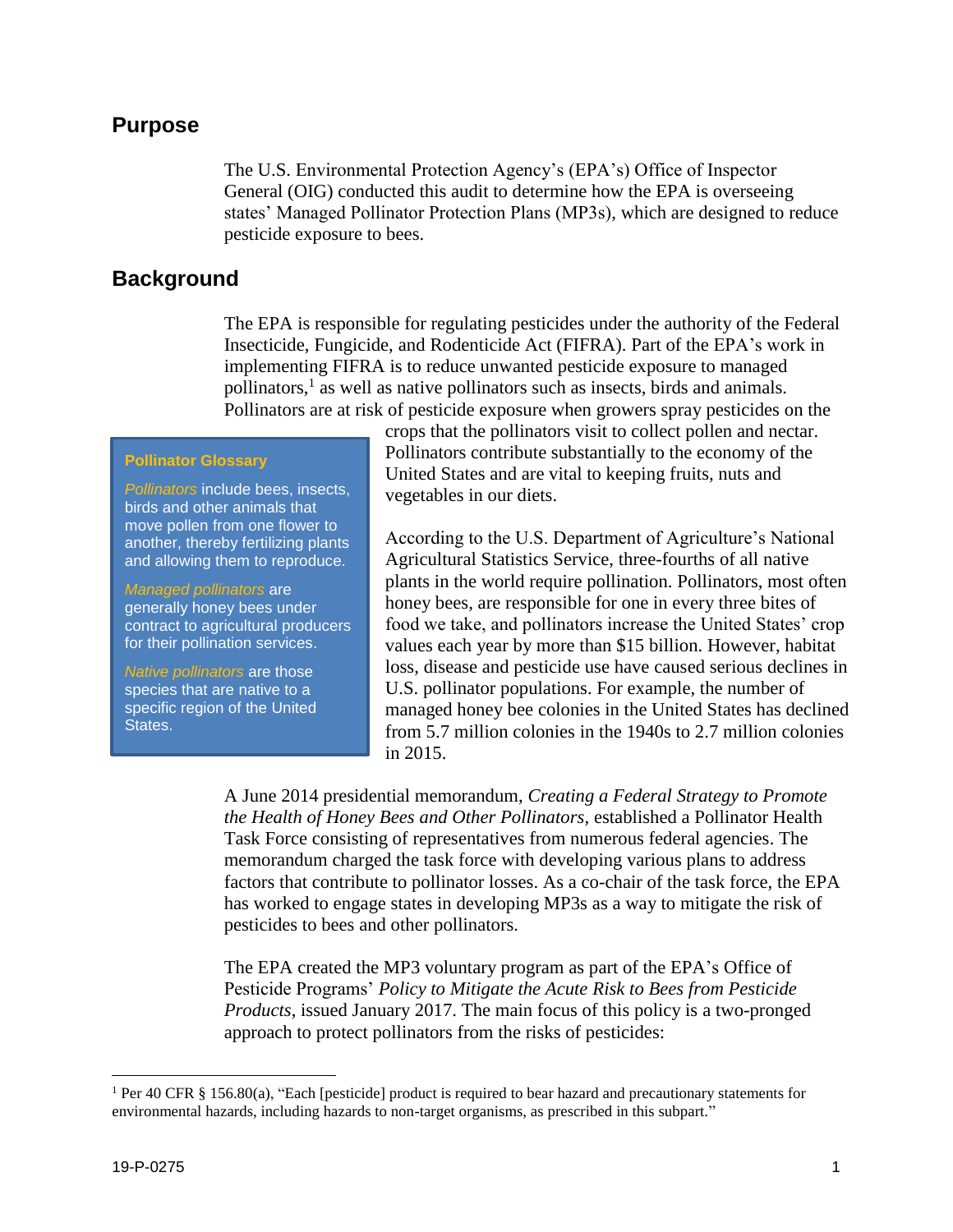## Purpose

The U.S. Environmental Protection Agency's (EPA's) Office of Inspector General (OIG) conducted this audit to determine how the EPA is overseeing states' Managed Pollinator Protection Plans (MP3s), which are designed to reduce pesticide exposure to bees.

## Background

The EPA is responsible for regulating pesticides under the authority of the Federal Insecticide, Fungicide, and Rodenticide Act (FIFRA). Part of the EPA's work in implementing FIFRA is to reduce unwanted pesticide exposure to managed pollinators,[1] as well as native pollinators such as insects, birds and animals. Pollinators are at risk of pesticide exposure when growers spray pesticides on the crops that the pollinators visit to collect pollen and nectar. Pollinators contribute substantially to the economy of the United States and are vital to keeping fruits, nuts and vegetables in our diets.

> **Pollinator Glossary**
>
> *Pollinators* include bees, insects, birds and other animals that move pollen from one flower to another, thereby fertilizing plants and allowing them to reproduce.
>
> *Managed pollinators* are generally honey bees under contract to agricultural producers for their pollination services.
>
> *Native pollinators* are those species that are native to a specific region of the United States.

According to the U.S. Department of Agriculture's National Agricultural Statistics Service, three-fourths of all native plants in the world require pollination. Pollinators, most often honey bees, are responsible for one in every three bites of food we take, and pollinators increase the United States' crop values each year by more than $15 billion. However, habitat loss, disease and pesticide use have caused serious declines in U.S. pollinator populations. For example, the number of managed honey bee colonies in the United States has declined from 5.7 million colonies in the 1940s to 2.7 million colonies in 2015.

A June 2014 presidential memorandum, *Creating a Federal Strategy to Promote the Health of Honey Bees and Other Pollinators*, established a Pollinator Health Task Force consisting of representatives from numerous federal agencies. The memorandum charged the task force with developing various plans to address factors that contribute to pollinator losses. As a co-chair of the task force, the EPA has worked to engage states in developing MP3s as a way to mitigate the risk of pesticides to bees and other pollinators.

The EPA created the MP3 voluntary program as part of the EPA's Office of Pesticide Programs' *Policy to Mitigate the Acute Risk to Bees from Pesticide Products*, issued January 2017. The main focus of this policy is a two-pronged approach to protect pollinators from the risks of pesticides:

---

[1] Per 40 CFR § 156.80(a), "Each [pesticide] product is required to bear hazard and precautionary statements for environmental hazards, including hazards to non-target organisms, as prescribed in this subpart."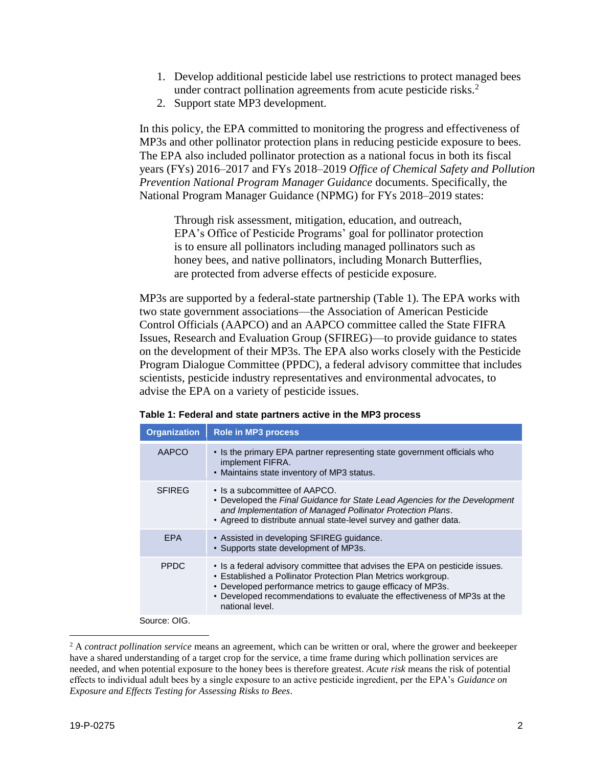1. Develop additional pesticide label use restrictions to protect managed bees under contract pollination agreements from acute pesticide risks.[2]
2. Support state MP3 development.

In this policy, the EPA committed to monitoring the progress and effectiveness of MP3s and other pollinator protection plans in reducing pesticide exposure to bees. The EPA also included pollinator protection as a national focus in both its fiscal years (FYs) 2016–2017 and FYs 2018–2019 *Office of Chemical Safety and Pollution Prevention National Program Manager Guidance* documents. Specifically, the National Program Manager Guidance (NPMG) for FYs 2018–2019 states:

> Through risk assessment, mitigation, education, and outreach, EPA's Office of Pesticide Programs' goal for pollinator protection is to ensure all pollinators including managed pollinators such as honey bees, and native pollinators, including Monarch Butterflies, are protected from adverse effects of pesticide exposure.

MP3s are supported by a federal-state partnership (Table 1). The EPA works with two state government associations—the Association of American Pesticide Control Officials (AAPCO) and an AAPCO committee called the State FIFRA Issues, Research and Evaluation Group (SFIREG)—to provide guidance to states on the development of their MP3s. The EPA also works closely with the Pesticide Program Dialogue Committee (PPDC), a federal advisory committee that includes scientists, pesticide industry representatives and environmental advocates, to advise the EPA on a variety of pesticide issues.

**Table 1: Federal and state partners active in the MP3 process**

| Organization | Role in MP3 process |
|---|---|
| AAPCO | • Is the primary EPA partner representing state government officials who implement FIFRA.<br>• Maintains state inventory of MP3 status. |
| SFIREG | • Is a subcommittee of AAPCO.<br>• Developed the *Final Guidance for State Lead Agencies for the Development and Implementation of Managed Pollinator Protection Plans*.<br>• Agreed to distribute annual state-level survey and gather data. |
| EPA | • Assisted in developing SFIREG guidance.<br>• Supports state development of MP3s. |
| PPDC | • Is a federal advisory committee that advises the EPA on pesticide issues.<br>• Established a Pollinator Protection Plan Metrics workgroup.<br>• Developed performance metrics to gauge efficacy of MP3s.<br>• Developed recommendations to evaluate the effectiveness of MP3s at the national level. |

Source: OIG.

[2] A *contract pollination service* means an agreement, which can be written or oral, where the grower and beekeeper have a shared understanding of a target crop for the service, a time frame during which pollination services are needed, and when potential exposure to the honey bees is therefore greatest. *Acute risk* means the risk of potential effects to individual adult bees by a single exposure to an active pesticide ingredient, per the EPA's *Guidance on Exposure and Effects Testing for Assessing Risks to Bees*.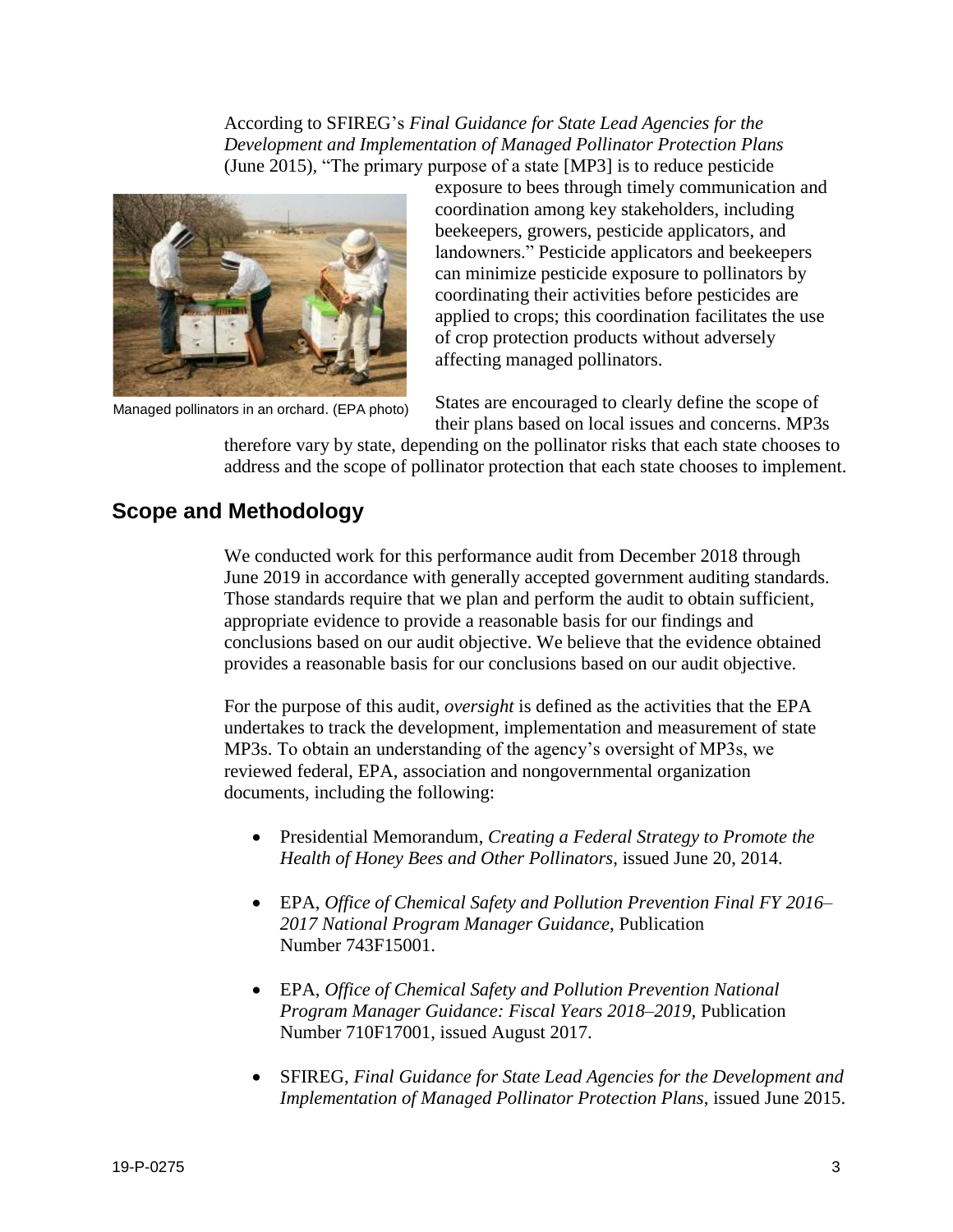According to SFIREG's *Final Guidance for State Lead Agencies for the Development and Implementation of Managed Pollinator Protection Plans* (June 2015), "The primary purpose of a state [MP3] is to reduce pesticide exposure to bees through timely communication and coordination among key stakeholders, including beekeepers, growers, pesticide applicators, and landowners." Pesticide applicators and beekeepers can minimize pesticide exposure to pollinators by coordinating their activities before pesticides are applied to crops; this coordination facilitates the use of crop protection products without adversely affecting managed pollinators.

Managed pollinators in an orchard. (EPA photo)

States are encouraged to clearly define the scope of their plans based on local issues and concerns. MP3s therefore vary by state, depending on the pollinator risks that each state chooses to address and the scope of pollinator protection that each state chooses to implement.

## Scope and Methodology

We conducted work for this performance audit from December 2018 through June 2019 in accordance with generally accepted government auditing standards. Those standards require that we plan and perform the audit to obtain sufficient, appropriate evidence to provide a reasonable basis for our findings and conclusions based on our audit objective. We believe that the evidence obtained provides a reasonable basis for our conclusions based on our audit objective.

For the purpose of this audit, *oversight* is defined as the activities that the EPA undertakes to track the development, implementation and measurement of state MP3s. To obtain an understanding of the agency's oversight of MP3s, we reviewed federal, EPA, association and nongovernmental organization documents, including the following:

- Presidential Memorandum, *Creating a Federal Strategy to Promote the Health of Honey Bees and Other Pollinators*, issued June 20, 2014.
- EPA, *Office of Chemical Safety and Pollution Prevention Final FY 2016–2017 National Program Manager Guidance*, Publication Number 743F15001.
- EPA, *Office of Chemical Safety and Pollution Prevention National Program Manager Guidance: Fiscal Years 2018–2019*, Publication Number 710F17001, issued August 2017.
- SFIREG, *Final Guidance for State Lead Agencies for the Development and Implementation of Managed Pollinator Protection Plans*, issued June 2015.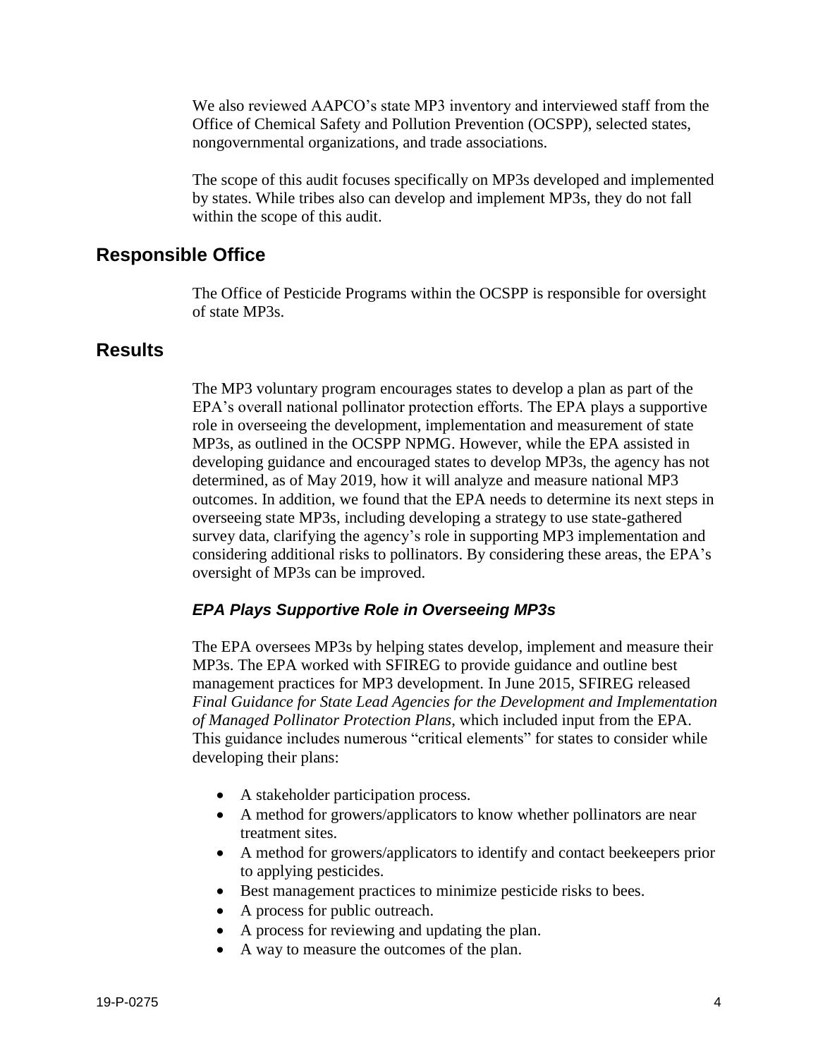We also reviewed AAPCO's state MP3 inventory and interviewed staff from the Office of Chemical Safety and Pollution Prevention (OCSPP), selected states, nongovernmental organizations, and trade associations.

The scope of this audit focuses specifically on MP3s developed and implemented by states. While tribes also can develop and implement MP3s, they do not fall within the scope of this audit.

## Responsible Office

The Office of Pesticide Programs within the OCSPP is responsible for oversight of state MP3s.

## Results

The MP3 voluntary program encourages states to develop a plan as part of the EPA's overall national pollinator protection efforts. The EPA plays a supportive role in overseeing the development, implementation and measurement of state MP3s, as outlined in the OCSPP NPMG. However, while the EPA assisted in developing guidance and encouraged states to develop MP3s, the agency has not determined, as of May 2019, how it will analyze and measure national MP3 outcomes. In addition, we found that the EPA needs to determine its next steps in overseeing state MP3s, including developing a strategy to use state-gathered survey data, clarifying the agency's role in supporting MP3 implementation and considering additional risks to pollinators. By considering these areas, the EPA's oversight of MP3s can be improved.

### *EPA Plays Supportive Role in Overseeing MP3s*

The EPA oversees MP3s by helping states develop, implement and measure their MP3s. The EPA worked with SFIREG to provide guidance and outline best management practices for MP3 development. In June 2015, SFIREG released *Final Guidance for State Lead Agencies for the Development and Implementation of Managed Pollinator Protection Plans*, which included input from the EPA. This guidance includes numerous "critical elements" for states to consider while developing their plans:

- A stakeholder participation process.
- A method for growers/applicators to know whether pollinators are near treatment sites.
- A method for growers/applicators to identify and contact beekeepers prior to applying pesticides.
- Best management practices to minimize pesticide risks to bees.
- A process for public outreach.
- A process for reviewing and updating the plan.
- A way to measure the outcomes of the plan.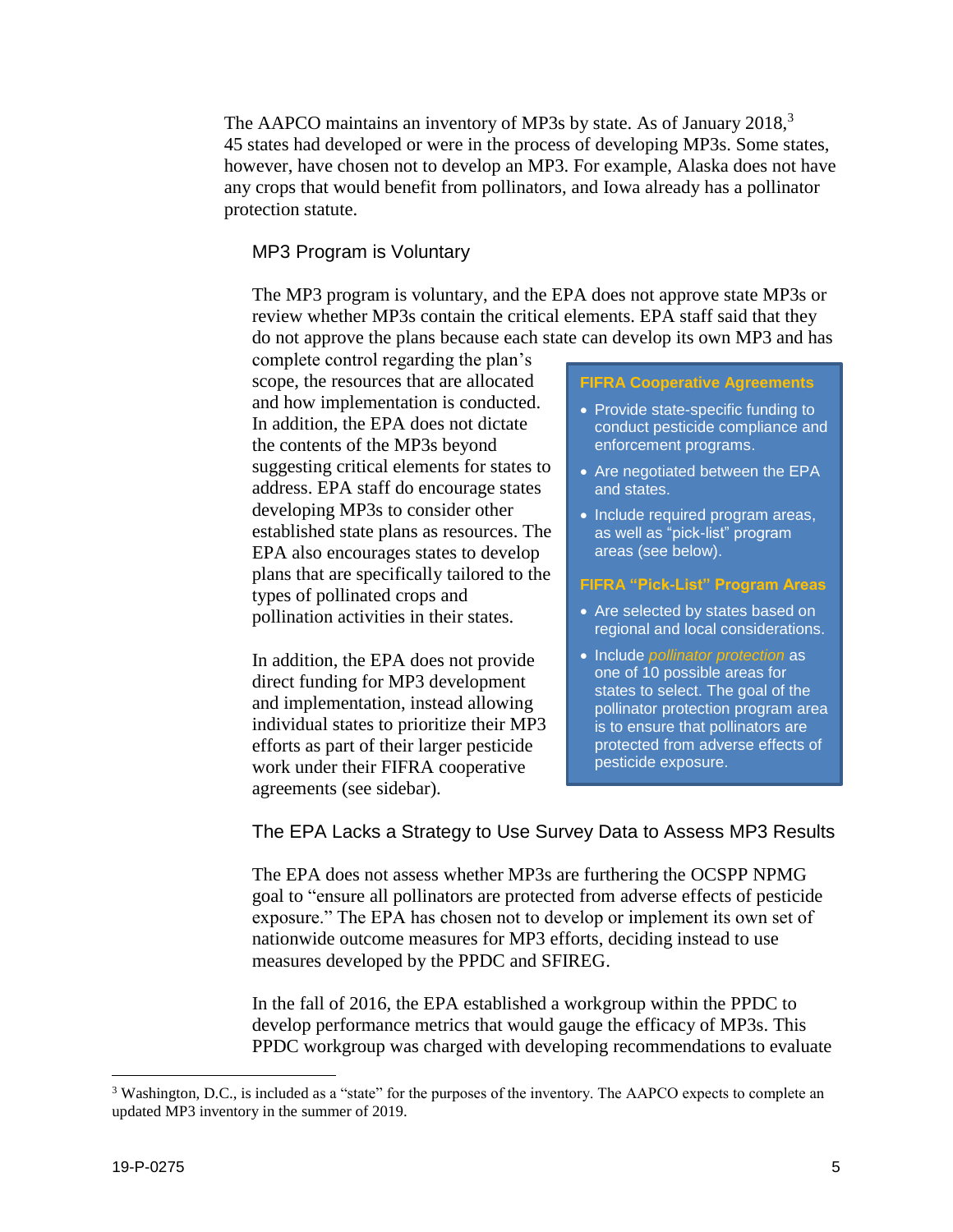The AAPCO maintains an inventory of MP3s by state. As of January 2018,[3] 45 states had developed or were in the process of developing MP3s. Some states, however, have chosen not to develop an MP3. For example, Alaska does not have any crops that would benefit from pollinators, and Iowa already has a pollinator protection statute.

### MP3 Program is Voluntary

The MP3 program is voluntary, and the EPA does not approve state MP3s or review whether MP3s contain the critical elements. EPA staff said that they do not approve the plans because each state can develop its own MP3 and has complete control regarding the plan's scope, the resources that are allocated and how implementation is conducted. In addition, the EPA does not dictate the contents of the MP3s beyond suggesting critical elements for states to address. EPA staff do encourage states developing MP3s to consider other established state plans as resources. The EPA also encourages states to develop plans that are specifically tailored to the types of pollinated crops and pollination activities in their states.

In addition, the EPA does not provide direct funding for MP3 development and implementation, instead allowing individual states to prioritize their MP3 efforts as part of their larger pesticide work under their FIFRA cooperative agreements (see sidebar).

> **FIFRA Cooperative Agreements**
>
> - Provide state-specific funding to conduct pesticide compliance and enforcement programs.
> - Are negotiated between the EPA and states.
> - Include required program areas, as well as "pick-list" program areas (see below).
>
> **FIFRA "Pick-List" Program Areas**
>
> - Are selected by states based on regional and local considerations.
> - Include *pollinator protection* as one of 10 possible areas for states to select. The goal of the pollinator protection program area is to ensure that pollinators are protected from adverse effects of pesticide exposure.

### The EPA Lacks a Strategy to Use Survey Data to Assess MP3 Results

The EPA does not assess whether MP3s are furthering the OCSPP NPMG goal to "ensure all pollinators are protected from adverse effects of pesticide exposure." The EPA has chosen not to develop or implement its own set of nationwide outcome measures for MP3 efforts, deciding instead to use measures developed by the PPDC and SFIREG.

In the fall of 2016, the EPA established a workgroup within the PPDC to develop performance metrics that would gauge the efficacy of MP3s. This PPDC workgroup was charged with developing recommendations to evaluate

[3] Washington, D.C., is included as a "state" for the purposes of the inventory. The AAPCO expects to complete an updated MP3 inventory in the summer of 2019.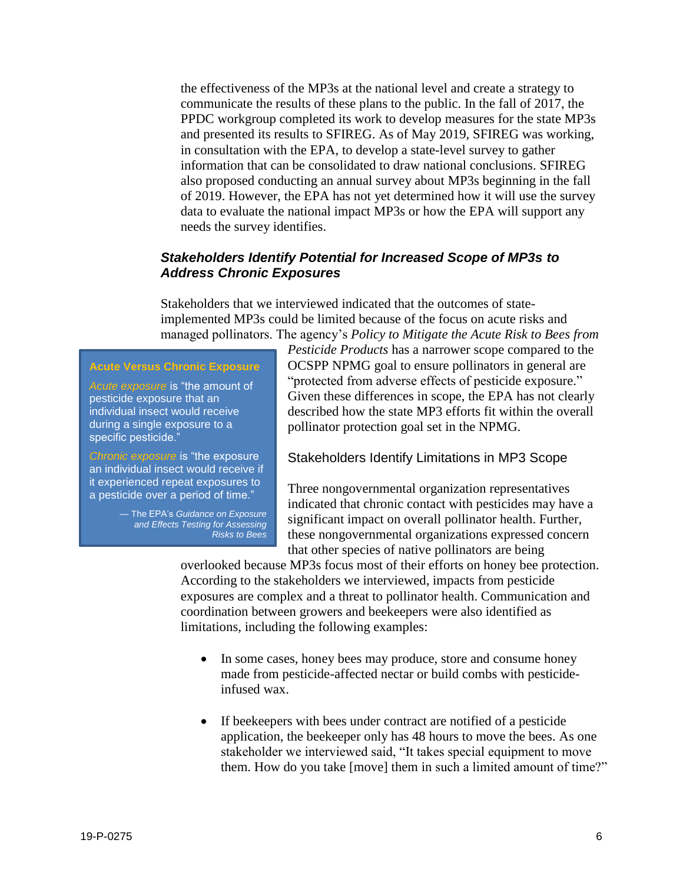the effectiveness of the MP3s at the national level and create a strategy to communicate the results of these plans to the public. In the fall of 2017, the PPDC workgroup completed its work to develop measures for the state MP3s and presented its results to SFIREG. As of May 2019, SFIREG was working, in consultation with the EPA, to develop a state-level survey to gather information that can be consolidated to draw national conclusions. SFIREG also proposed conducting an annual survey about MP3s beginning in the fall of 2019. However, the EPA has not yet determined how it will use the survey data to evaluate the national impact MP3s or how the EPA will support any needs the survey identifies.

### *Stakeholders Identify Potential for Increased Scope of MP3s to Address Chronic Exposures*

Stakeholders that we interviewed indicated that the outcomes of state-implemented MP3s could be limited because of the focus on acute risks and managed pollinators. The agency's *Policy to Mitigate the Acute Risk to Bees from Pesticide Products* has a narrower scope compared to the OCSPP NPMG goal to ensure pollinators in general are "protected from adverse effects of pesticide exposure." Given these differences in scope, the EPA has not clearly described how the state MP3 efforts fit within the overall pollinator protection goal set in the NPMG.

> **Acute Versus Chronic Exposure**
>
> *Acute exposure* is "the amount of pesticide exposure that an individual insect would receive during a single exposure to a specific pesticide."
>
> *Chronic exposure* is "the exposure an individual insect would receive if it experienced repeat exposures to a pesticide over a period of time."
>
> — The EPA's *Guidance on Exposure and Effects Testing for Assessing Risks to Bees*

#### Stakeholders Identify Limitations in MP3 Scope

Three nongovernmental organization representatives indicated that chronic contact with pesticides may have a significant impact on overall pollinator health. Further, these nongovernmental organizations expressed concern that other species of native pollinators are being overlooked because MP3s focus most of their efforts on honey bee protection. According to the stakeholders we interviewed, impacts from pesticide exposures are complex and a threat to pollinator health. Communication and coordination between growers and beekeepers were also identified as limitations, including the following examples:

- In some cases, honey bees may produce, store and consume honey made from pesticide-affected nectar or build combs with pesticide-infused wax.
- If beekeepers with bees under contract are notified of a pesticide application, the beekeeper only has 48 hours to move the bees. As one stakeholder we interviewed said, "It takes special equipment to move them. How do you take [move] them in such a limited amount of time?"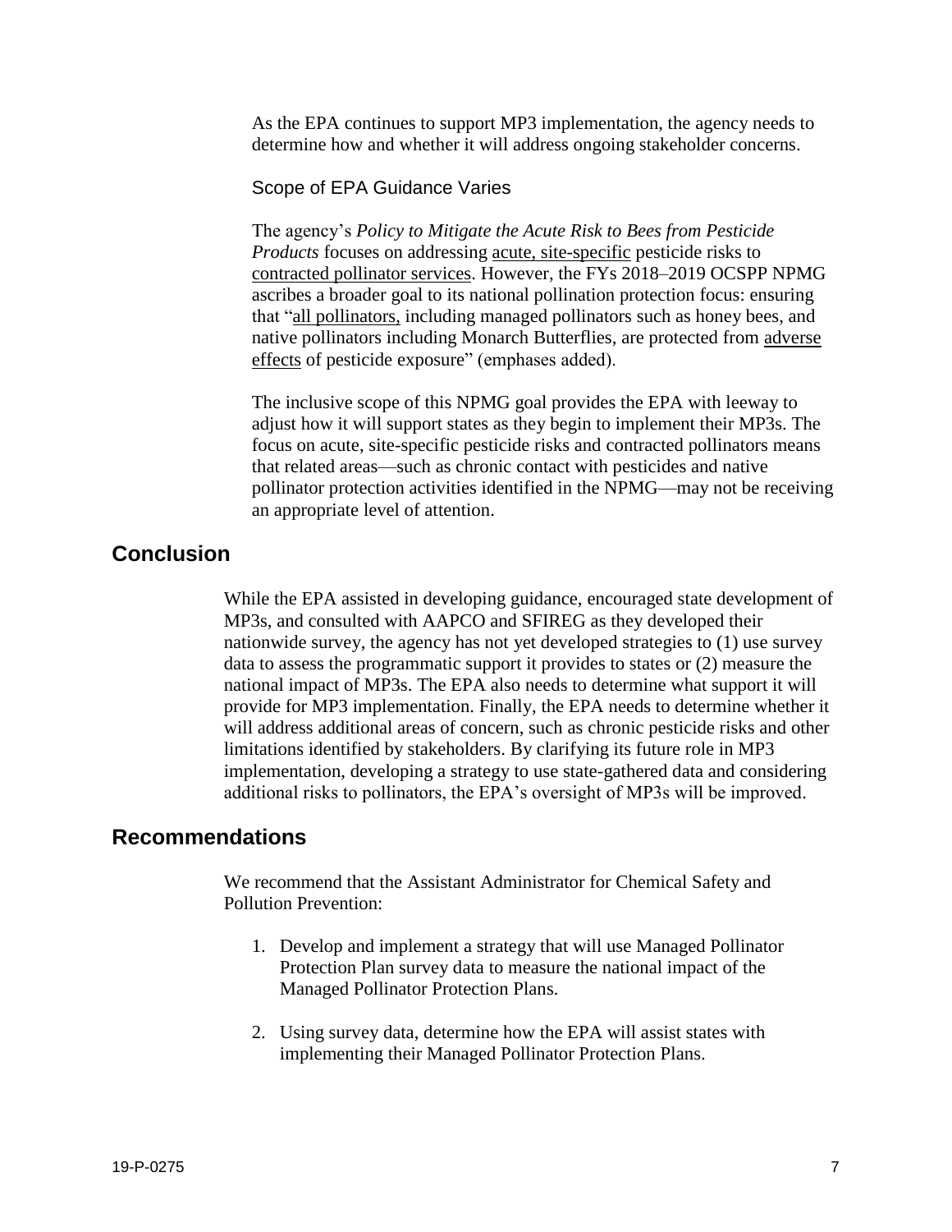As the EPA continues to support MP3 implementation, the agency needs to determine how and whether it will address ongoing stakeholder concerns.

### Scope of EPA Guidance Varies

The agency's *Policy to Mitigate the Acute Risk to Bees from Pesticide Products* focuses on addressing <u>acute, site-specific</u> pesticide risks to <u>contracted pollinator services</u>. However, the FYs 2018–2019 OCSPP NPMG ascribes a broader goal to its national pollination protection focus: ensuring that "<u>all pollinators,</u> including managed pollinators such as honey bees, and native pollinators including Monarch Butterflies, are protected from <u>adverse effects</u> of pesticide exposure" (emphases added).

The inclusive scope of this NPMG goal provides the EPA with leeway to adjust how it will support states as they begin to implement their MP3s. The focus on acute, site-specific pesticide risks and contracted pollinators means that related areas—such as chronic contact with pesticides and native pollinator protection activities identified in the NPMG—may not be receiving an appropriate level of attention.

## Conclusion

While the EPA assisted in developing guidance, encouraged state development of MP3s, and consulted with AAPCO and SFIREG as they developed their nationwide survey, the agency has not yet developed strategies to (1) use survey data to assess the programmatic support it provides to states or (2) measure the national impact of MP3s. The EPA also needs to determine what support it will provide for MP3 implementation. Finally, the EPA needs to determine whether it will address additional areas of concern, such as chronic pesticide risks and other limitations identified by stakeholders. By clarifying its future role in MP3 implementation, developing a strategy to use state-gathered data and considering additional risks to pollinators, the EPA's oversight of MP3s will be improved.

## Recommendations

We recommend that the Assistant Administrator for Chemical Safety and Pollution Prevention:

1. Develop and implement a strategy that will use Managed Pollinator Protection Plan survey data to measure the national impact of the Managed Pollinator Protection Plans.
2. Using survey data, determine how the EPA will assist states with implementing their Managed Pollinator Protection Plans.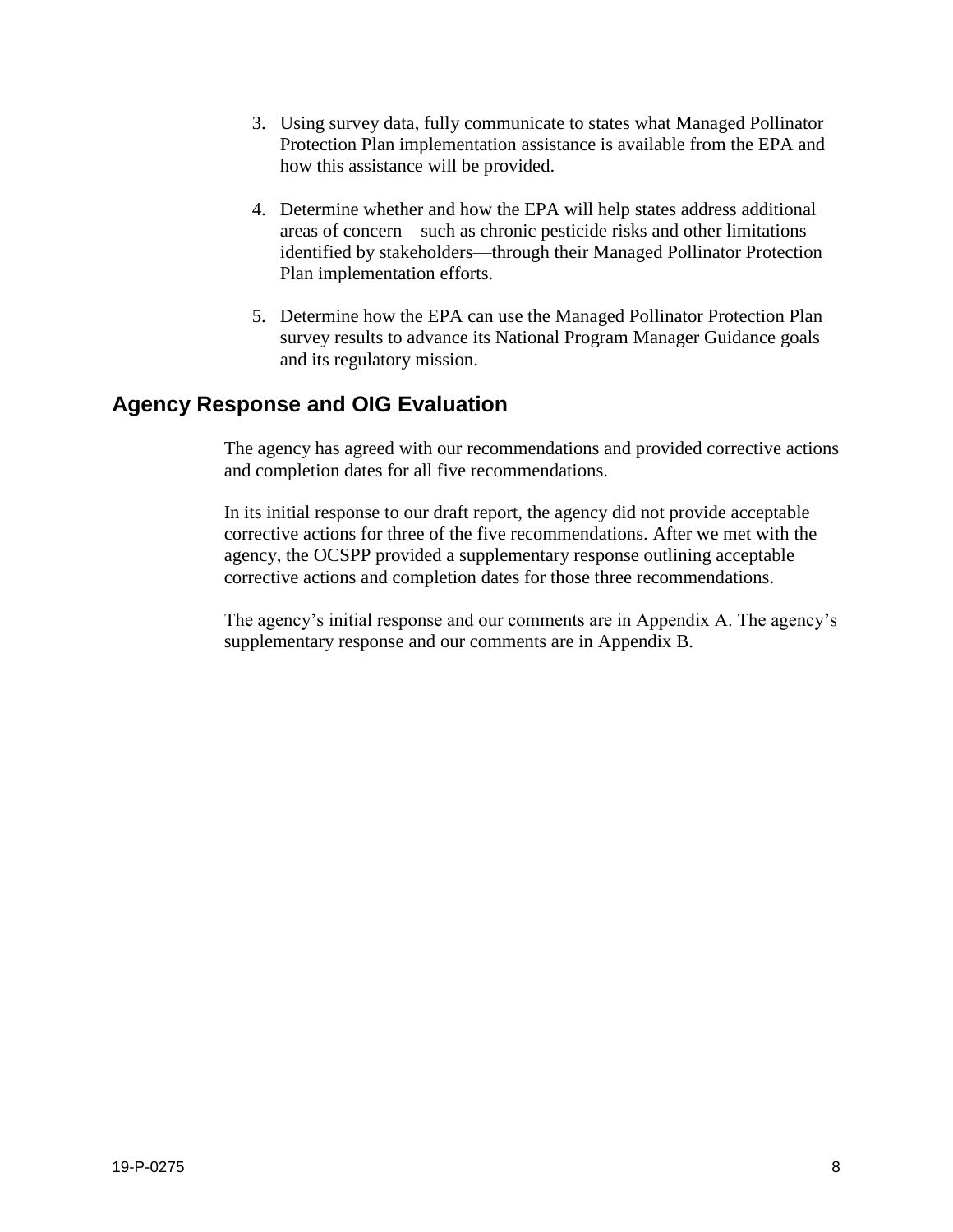3. Using survey data, fully communicate to states what Managed Pollinator Protection Plan implementation assistance is available from the EPA and how this assistance will be provided.

4. Determine whether and how the EPA will help states address additional areas of concern—such as chronic pesticide risks and other limitations identified by stakeholders—through their Managed Pollinator Protection Plan implementation efforts.

5. Determine how the EPA can use the Managed Pollinator Protection Plan survey results to advance its National Program Manager Guidance goals and its regulatory mission.

## Agency Response and OIG Evaluation

The agency has agreed with our recommendations and provided corrective actions and completion dates for all five recommendations.

In its initial response to our draft report, the agency did not provide acceptable corrective actions for three of the five recommendations. After we met with the agency, the OCSPP provided a supplementary response outlining acceptable corrective actions and completion dates for those three recommendations.

The agency's initial response and our comments are in Appendix A. The agency's supplementary response and our comments are in Appendix B.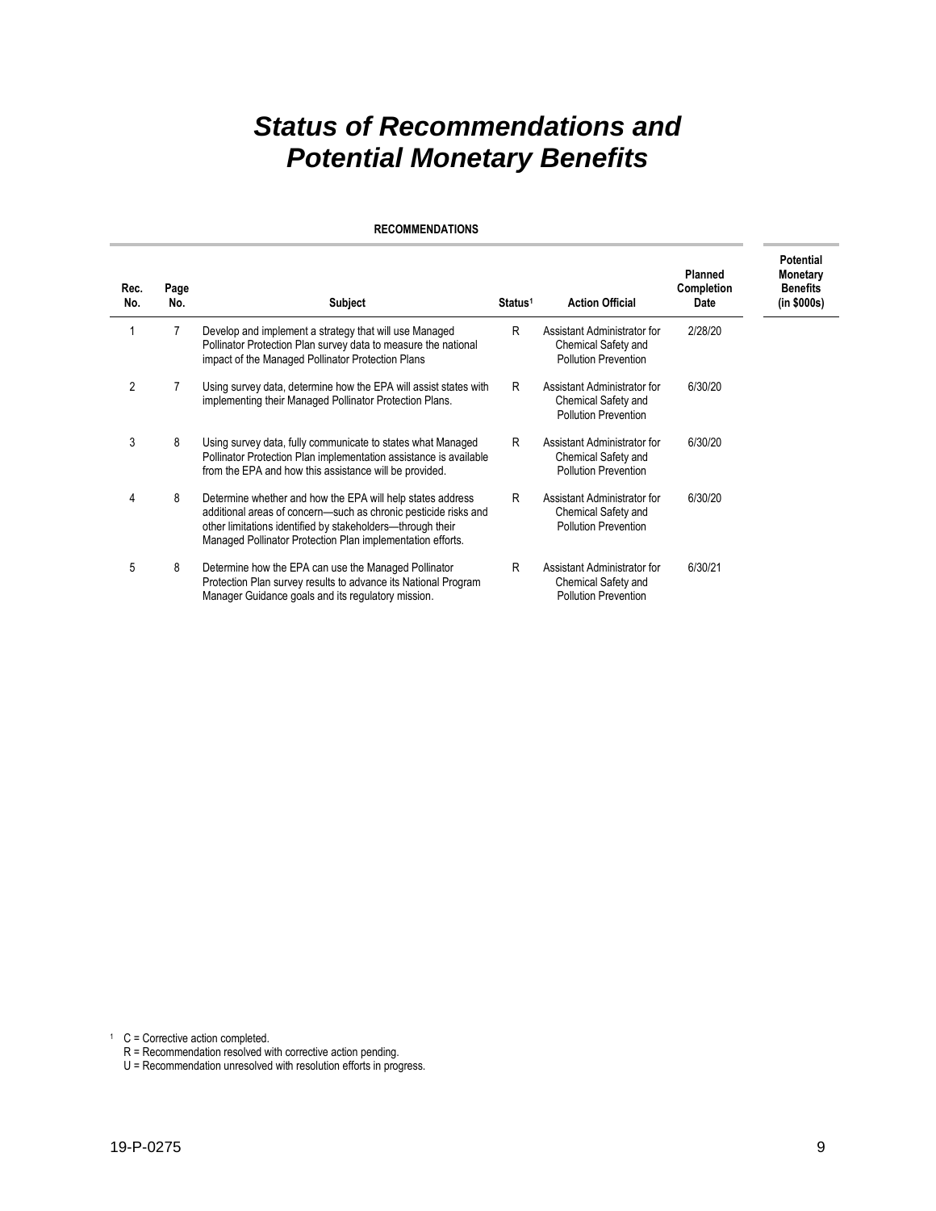# *Status of Recommendations and Potential Monetary Benefits*

**RECOMMENDATIONS**

| Rec. No. | Page No. | Subject | Status[1] | Action Official | Planned Completion Date | Potential Monetary Benefits (in $000s) |
|---|---|---|---|---|---|---|
| 1 | 7 | Develop and implement a strategy that will use Managed Pollinator Protection Plan survey data to measure the national impact of the Managed Pollinator Protection Plans | R | Assistant Administrator for Chemical Safety and Pollution Prevention | 2/28/20 | |
| 2 | 7 | Using survey data, determine how the EPA will assist states with implementing their Managed Pollinator Protection Plans. | R | Assistant Administrator for Chemical Safety and Pollution Prevention | 6/30/20 | |
| 3 | 8 | Using survey data, fully communicate to states what Managed Pollinator Protection Plan implementation assistance is available from the EPA and how this assistance will be provided. | R | Assistant Administrator for Chemical Safety and Pollution Prevention | 6/30/20 | |
| 4 | 8 | Determine whether and how the EPA will help states address additional areas of concern—such as chronic pesticide risks and other limitations identified by stakeholders—through their Managed Pollinator Protection Plan implementation efforts. | R | Assistant Administrator for Chemical Safety and Pollution Prevention | 6/30/20 | |
| 5 | 8 | Determine how the EPA can use the Managed Pollinator Protection Plan survey results to advance its National Program Manager Guidance goals and its regulatory mission. | R | Assistant Administrator for Chemical Safety and Pollution Prevention | 6/30/21 | |

[1] C = Corrective action completed.
R = Recommendation resolved with corrective action pending.
U = Recommendation unresolved with resolution efforts in progress.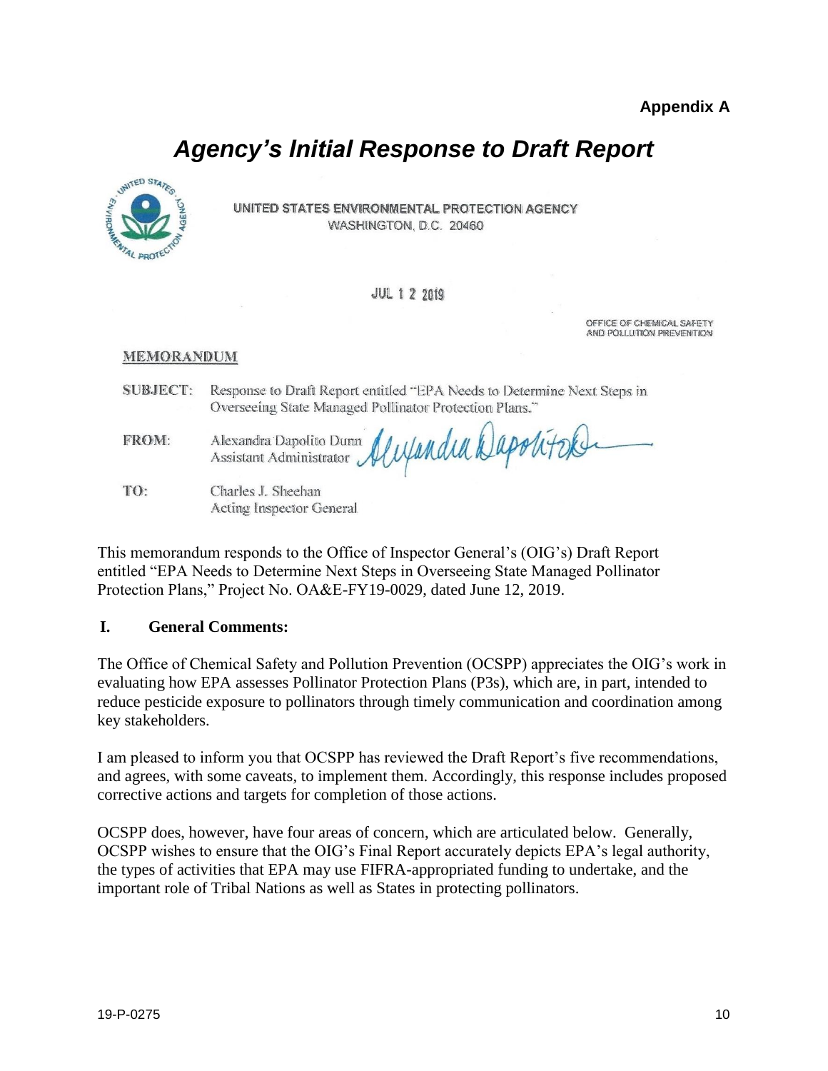**Appendix A**

# *Agency's Initial Response to Draft Report*

UNITED STATES ENVIRONMENTAL PROTECTION AGENCY
WASHINGTON, D.C. 20460

JUL 1 2 2019

OFFICE OF CHEMICAL SAFETY AND POLLUTION PREVENTION

MEMORANDUM

SUBJECT: Response to Draft Report entitled "EPA Needs to Determine Next Steps in Overseeing State Managed Pollinator Protection Plans."

FROM: Alexandra Dapolito Dunn
Assistant Administrator

TO: Charles J. Sheehan
Acting Inspector General

This memorandum responds to the Office of Inspector General's (OIG's) Draft Report entitled "EPA Needs to Determine Next Steps in Overseeing State Managed Pollinator Protection Plans," Project No. OA&E-FY19-0029, dated June 12, 2019.

**I. General Comments:**

The Office of Chemical Safety and Pollution Prevention (OCSPP) appreciates the OIG's work in evaluating how EPA assesses Pollinator Protection Plans (P3s), which are, in part, intended to reduce pesticide exposure to pollinators through timely communication and coordination among key stakeholders.

I am pleased to inform you that OCSPP has reviewed the Draft Report's five recommendations, and agrees, with some caveats, to implement them. Accordingly, this response includes proposed corrective actions and targets for completion of those actions.

OCSPP does, however, have four areas of concern, which are articulated below. Generally, OCSPP wishes to ensure that the OIG's Final Report accurately depicts EPA's legal authority, the types of activities that EPA may use FIFRA-appropriated funding to undertake, and the important role of Tribal Nations as well as States in protecting pollinators.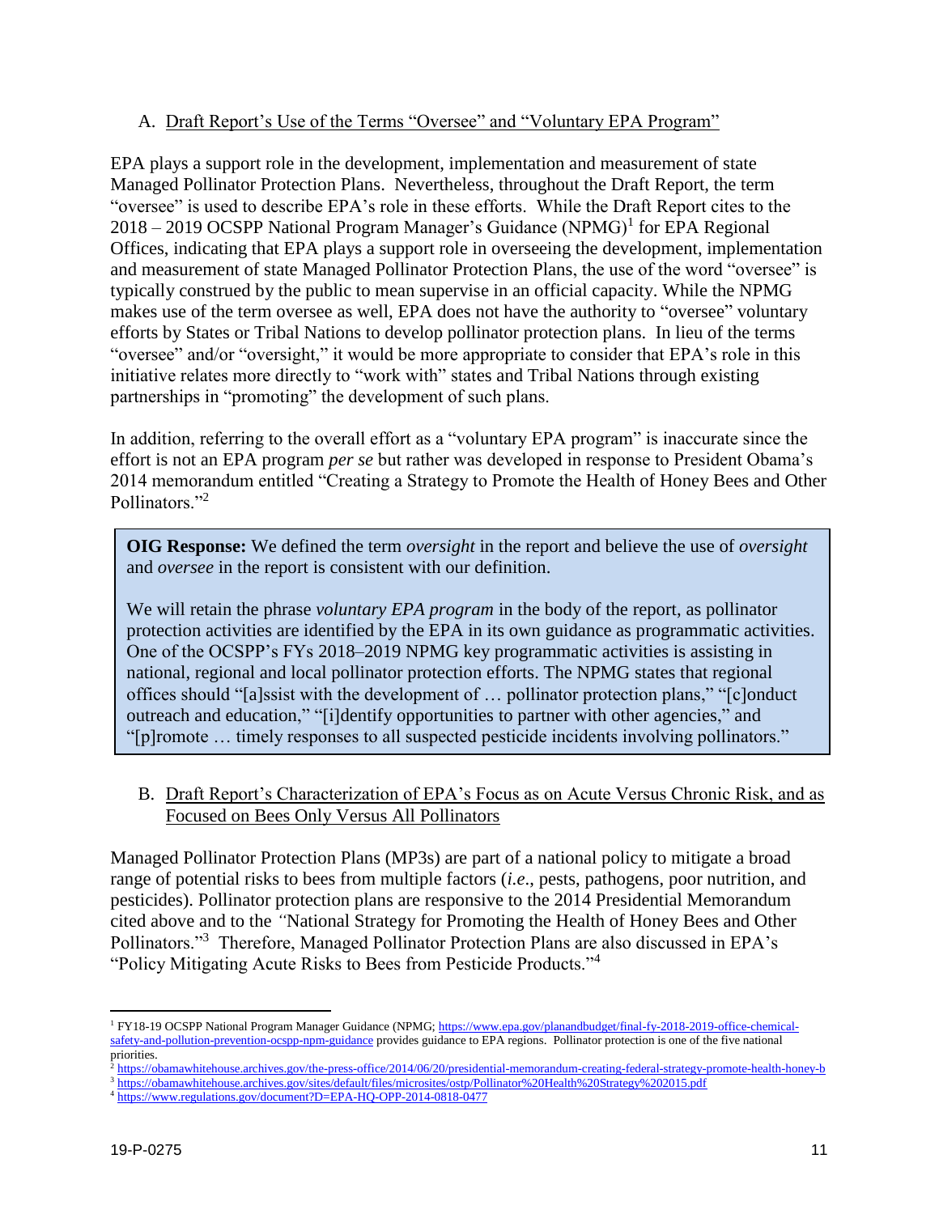### A. Draft Report's Use of the Terms "Oversee" and "Voluntary EPA Program"

EPA plays a support role in the development, implementation and measurement of state Managed Pollinator Protection Plans. Nevertheless, throughout the Draft Report, the term "oversee" is used to describe EPA's role in these efforts. While the Draft Report cites to the 2018 – 2019 OCSPP National Program Manager's Guidance (NPMG)[1] for EPA Regional Offices, indicating that EPA plays a support role in overseeing the development, implementation and measurement of state Managed Pollinator Protection Plans, the use of the word "oversee" is typically construed by the public to mean supervise in an official capacity. While the NPMG makes use of the term oversee as well, EPA does not have the authority to "oversee" voluntary efforts by States or Tribal Nations to develop pollinator protection plans. In lieu of the terms "oversee" and/or "oversight," it would be more appropriate to consider that EPA's role in this initiative relates more directly to "work with" states and Tribal Nations through existing partnerships in "promoting" the development of such plans.

In addition, referring to the overall effort as a "voluntary EPA program" is inaccurate since the effort is not an EPA program *per se* but rather was developed in response to President Obama's 2014 memorandum entitled "Creating a Strategy to Promote the Health of Honey Bees and Other Pollinators."[2]

> **OIG Response:** We defined the term *oversight* in the report and believe the use of *oversight* and *oversee* in the report is consistent with our definition.
>
> We will retain the phrase *voluntary EPA program* in the body of the report, as pollinator protection activities are identified by the EPA in its own guidance as programmatic activities. One of the OCSPP's FYs 2018–2019 NPMG key programmatic activities is assisting in national, regional and local pollinator protection efforts. The NPMG states that regional offices should "[a]ssist with the development of … pollinator protection plans," "[c]onduct outreach and education," "[i]dentify opportunities to partner with other agencies," and "[p]romote … timely responses to all suspected pesticide incidents involving pollinators."

### B. Draft Report's Characterization of EPA's Focus as on Acute Versus Chronic Risk, and as Focused on Bees Only Versus All Pollinators

Managed Pollinator Protection Plans (MP3s) are part of a national policy to mitigate a broad range of potential risks to bees from multiple factors (*i.e*., pests, pathogens, poor nutrition, and pesticides). Pollinator protection plans are responsive to the 2014 Presidential Memorandum cited above and to the "National Strategy for Promoting the Health of Honey Bees and Other Pollinators."[3] Therefore, Managed Pollinator Protection Plans are also discussed in EPA's "Policy Mitigating Acute Risks to Bees from Pesticide Products."[4]

---

[1] FY18-19 OCSPP National Program Manager Guidance (NPMG; https://www.epa.gov/planandbudget/final-fy-2018-2019-office-chemical-safety-and-pollution-prevention-ocspp-npm-guidance provides guidance to EPA regions. Pollinator protection is one of the five national priorities.

[2] https://obamawhitehouse.archives.gov/the-press-office/2014/06/20/presidential-memorandum-creating-federal-strategy-promote-health-honey-b

[3] https://obamawhitehouse.archives.gov/sites/default/files/microsites/ostp/Pollinator%20Health%20Strategy%202015.pdf

[4] https://www.regulations.gov/document?D=EPA-HQ-OPP-2014-0818-0477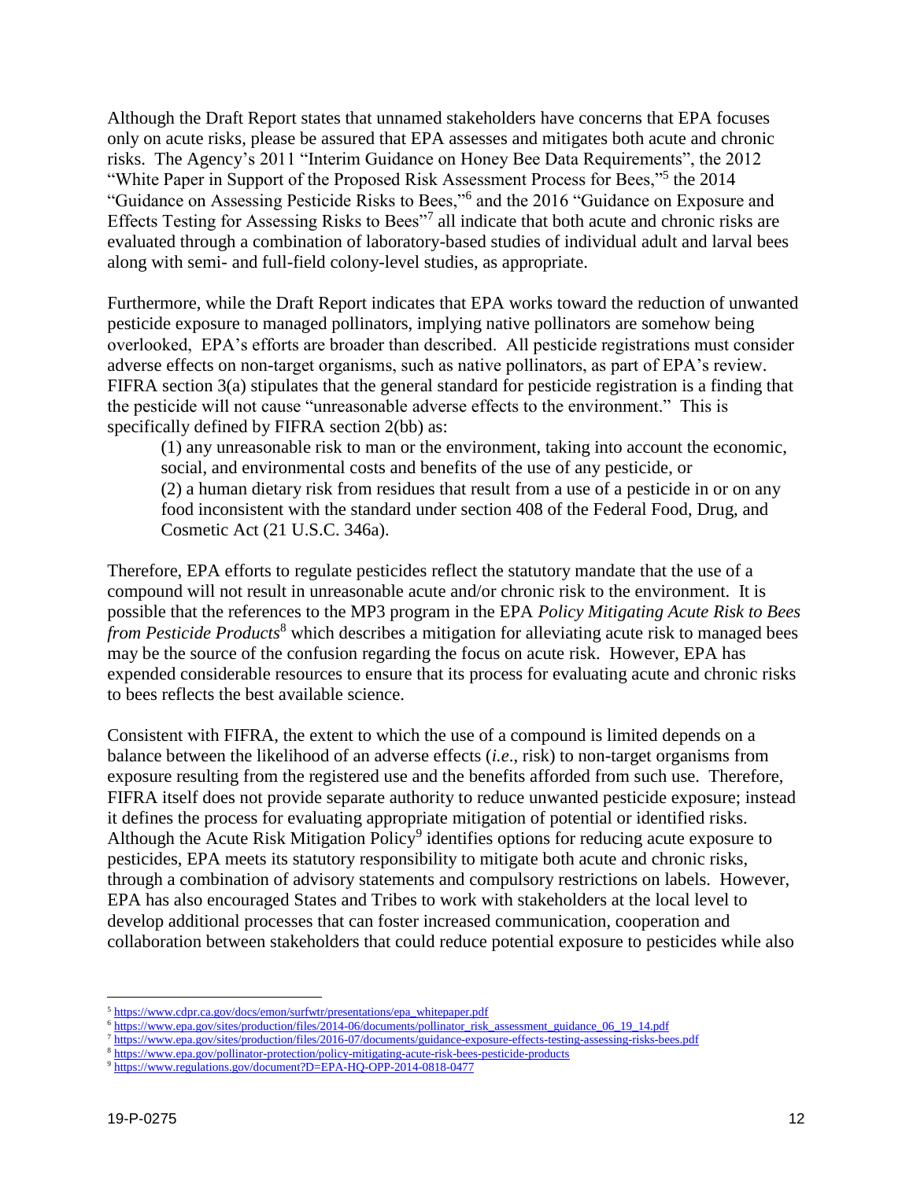Although the Draft Report states that unnamed stakeholders have concerns that EPA focuses only on acute risks, please be assured that EPA assesses and mitigates both acute and chronic risks. The Agency's 2011 "Interim Guidance on Honey Bee Data Requirements", the 2012 "White Paper in Support of the Proposed Risk Assessment Process for Bees,"[5] the 2014 "Guidance on Assessing Pesticide Risks to Bees,"[6] and the 2016 "Guidance on Exposure and Effects Testing for Assessing Risks to Bees"[7] all indicate that both acute and chronic risks are evaluated through a combination of laboratory-based studies of individual adult and larval bees along with semi- and full-field colony-level studies, as appropriate.

Furthermore, while the Draft Report indicates that EPA works toward the reduction of unwanted pesticide exposure to managed pollinators, implying native pollinators are somehow being overlooked, EPA's efforts are broader than described. All pesticide registrations must consider adverse effects on non-target organisms, such as native pollinators, as part of EPA's review. FIFRA section 3(a) stipulates that the general standard for pesticide registration is a finding that the pesticide will not cause "unreasonable adverse effects to the environment." This is specifically defined by FIFRA section 2(bb) as:

> (1) any unreasonable risk to man or the environment, taking into account the economic, social, and environmental costs and benefits of the use of any pesticide, or
> (2) a human dietary risk from residues that result from a use of a pesticide in or on any food inconsistent with the standard under section 408 of the Federal Food, Drug, and Cosmetic Act (21 U.S.C. 346a).

Therefore, EPA efforts to regulate pesticides reflect the statutory mandate that the use of a compound will not result in unreasonable acute and/or chronic risk to the environment. It is possible that the references to the MP3 program in the EPA *Policy Mitigating Acute Risk to Bees from Pesticide Products*[8] which describes a mitigation for alleviating acute risk to managed bees may be the source of the confusion regarding the focus on acute risk. However, EPA has expended considerable resources to ensure that its process for evaluating acute and chronic risks to bees reflects the best available science.

Consistent with FIFRA, the extent to which the use of a compound is limited depends on a balance between the likelihood of an adverse effects (*i.e.*, risk) to non-target organisms from exposure resulting from the registered use and the benefits afforded from such use. Therefore, FIFRA itself does not provide separate authority to reduce unwanted pesticide exposure; instead it defines the process for evaluating appropriate mitigation of potential or identified risks. Although the Acute Risk Mitigation Policy[9] identifies options for reducing acute exposure to pesticides, EPA meets its statutory responsibility to mitigate both acute and chronic risks, through a combination of advisory statements and compulsory restrictions on labels. However, EPA has also encouraged States and Tribes to work with stakeholders at the local level to develop additional processes that can foster increased communication, cooperation and collaboration between stakeholders that could reduce potential exposure to pesticides while also

---

[5] https://www.cdpr.ca.gov/docs/emon/surfwtr/presentations/epa_whitepaper.pdf
[6] https://www.epa.gov/sites/production/files/2014-06/documents/pollinator_risk_assessment_guidance_06_19_14.pdf
[7] https://www.epa.gov/sites/production/files/2016-07/documents/guidance-exposure-effects-testing-assessing-risks-bees.pdf
[8] https://www.epa.gov/pollinator-protection/policy-mitigating-acute-risk-bees-pesticide-products
[9] https://www.regulations.gov/document?D=EPA-HQ-OPP-2014-0818-0477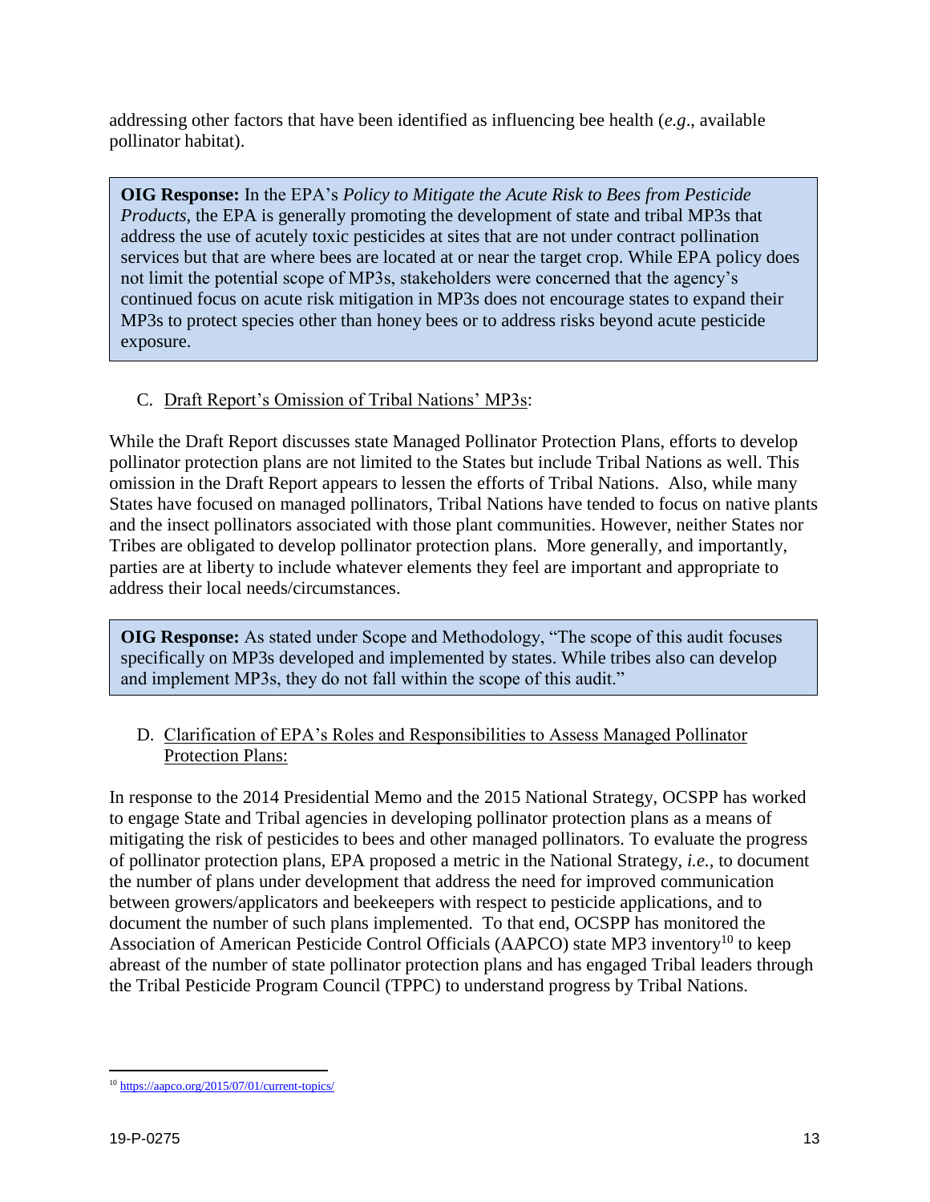addressing other factors that have been identified as influencing bee health (*e.g*., available pollinator habitat).

> **OIG Response:** In the EPA's *Policy to Mitigate the Acute Risk to Bees from Pesticide Products*, the EPA is generally promoting the development of state and tribal MP3s that address the use of acutely toxic pesticides at sites that are not under contract pollination services but that are where bees are located at or near the target crop. While EPA policy does not limit the potential scope of MP3s, stakeholders were concerned that the agency's continued focus on acute risk mitigation in MP3s does not encourage states to expand their MP3s to protect species other than honey bees or to address risks beyond acute pesticide exposure.

C. <u>Draft Report's Omission of Tribal Nations' MP3s</u>:

While the Draft Report discusses state Managed Pollinator Protection Plans, efforts to develop pollinator protection plans are not limited to the States but include Tribal Nations as well. This omission in the Draft Report appears to lessen the efforts of Tribal Nations. Also, while many States have focused on managed pollinators, Tribal Nations have tended to focus on native plants and the insect pollinators associated with those plant communities. However, neither States nor Tribes are obligated to develop pollinator protection plans. More generally, and importantly, parties are at liberty to include whatever elements they feel are important and appropriate to address their local needs/circumstances.

> **OIG Response:** As stated under Scope and Methodology, "The scope of this audit focuses specifically on MP3s developed and implemented by states. While tribes also can develop and implement MP3s, they do not fall within the scope of this audit."

D. <u>Clarification of EPA's Roles and Responsibilities to Assess Managed Pollinator Protection Plans:</u>

In response to the 2014 Presidential Memo and the 2015 National Strategy, OCSPP has worked to engage State and Tribal agencies in developing pollinator protection plans as a means of mitigating the risk of pesticides to bees and other managed pollinators. To evaluate the progress of pollinator protection plans, EPA proposed a metric in the National Strategy, *i.e.*, to document the number of plans under development that address the need for improved communication between growers/applicators and beekeepers with respect to pesticide applications, and to document the number of such plans implemented. To that end, OCSPP has monitored the Association of American Pesticide Control Officials (AAPCO) state MP3 inventory[10] to keep abreast of the number of state pollinator protection plans and has engaged Tribal leaders through the Tribal Pesticide Program Council (TPPC) to understand progress by Tribal Nations.

---

[10] https://aapco.org/2015/07/01/current-topics/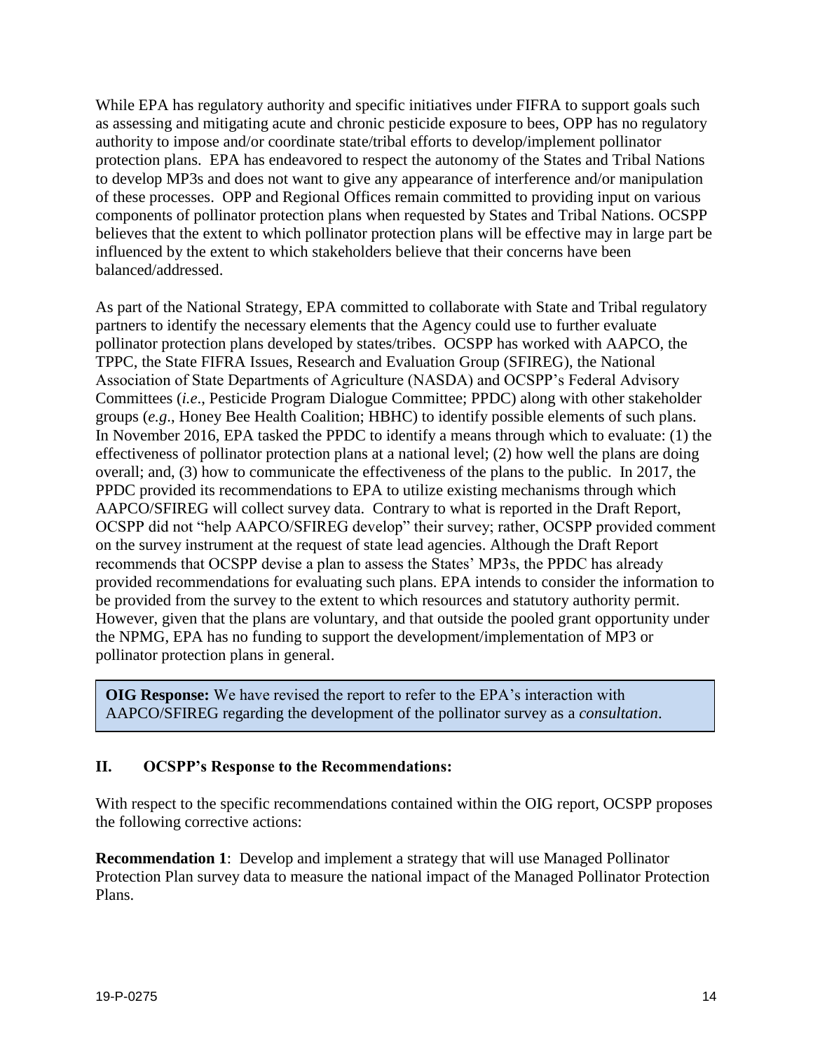While EPA has regulatory authority and specific initiatives under FIFRA to support goals such as assessing and mitigating acute and chronic pesticide exposure to bees, OPP has no regulatory authority to impose and/or coordinate state/tribal efforts to develop/implement pollinator protection plans. EPA has endeavored to respect the autonomy of the States and Tribal Nations to develop MP3s and does not want to give any appearance of interference and/or manipulation of these processes. OPP and Regional Offices remain committed to providing input on various components of pollinator protection plans when requested by States and Tribal Nations. OCSPP believes that the extent to which pollinator protection plans will be effective may in large part be influenced by the extent to which stakeholders believe that their concerns have been balanced/addressed.

As part of the National Strategy, EPA committed to collaborate with State and Tribal regulatory partners to identify the necessary elements that the Agency could use to further evaluate pollinator protection plans developed by states/tribes. OCSPP has worked with AAPCO, the TPPC, the State FIFRA Issues, Research and Evaluation Group (SFIREG), the National Association of State Departments of Agriculture (NASDA) and OCSPP's Federal Advisory Committees (*i.e*., Pesticide Program Dialogue Committee; PPDC) along with other stakeholder groups (*e.g*., Honey Bee Health Coalition; HBHC) to identify possible elements of such plans. In November 2016, EPA tasked the PPDC to identify a means through which to evaluate: (1) the effectiveness of pollinator protection plans at a national level; (2) how well the plans are doing overall; and, (3) how to communicate the effectiveness of the plans to the public. In 2017, the PPDC provided its recommendations to EPA to utilize existing mechanisms through which AAPCO/SFIREG will collect survey data. Contrary to what is reported in the Draft Report, OCSPP did not "help AAPCO/SFIREG develop" their survey; rather, OCSPP provided comment on the survey instrument at the request of state lead agencies. Although the Draft Report recommends that OCSPP devise a plan to assess the States' MP3s, the PPDC has already provided recommendations for evaluating such plans. EPA intends to consider the information to be provided from the survey to the extent to which resources and statutory authority permit. However, given that the plans are voluntary, and that outside the pooled grant opportunity under the NPMG, EPA has no funding to support the development/implementation of MP3 or pollinator protection plans in general.

> **OIG Response:** We have revised the report to refer to the EPA's interaction with AAPCO/SFIREG regarding the development of the pollinator survey as a *consultation*.

## II. OCSPP's Response to the Recommendations:

With respect to the specific recommendations contained within the OIG report, OCSPP proposes the following corrective actions:

**Recommendation 1**: Develop and implement a strategy that will use Managed Pollinator Protection Plan survey data to measure the national impact of the Managed Pollinator Protection Plans.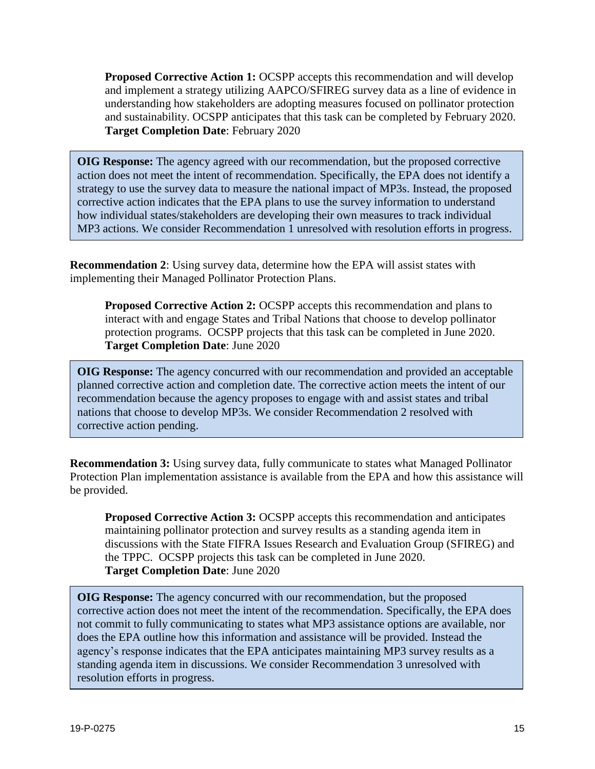**Proposed Corrective Action 1:** OCSPP accepts this recommendation and will develop and implement a strategy utilizing AAPCO/SFIREG survey data as a line of evidence in understanding how stakeholders are adopting measures focused on pollinator protection and sustainability. OCSPP anticipates that this task can be completed by February 2020.
**Target Completion Date**: February 2020

> **OIG Response:** The agency agreed with our recommendation, but the proposed corrective action does not meet the intent of recommendation. Specifically, the EPA does not identify a strategy to use the survey data to measure the national impact of MP3s. Instead, the proposed corrective action indicates that the EPA plans to use the survey information to understand how individual states/stakeholders are developing their own measures to track individual MP3 actions. We consider Recommendation 1 unresolved with resolution efforts in progress.

**Recommendation 2**: Using survey data, determine how the EPA will assist states with implementing their Managed Pollinator Protection Plans.

**Proposed Corrective Action 2:** OCSPP accepts this recommendation and plans to interact with and engage States and Tribal Nations that choose to develop pollinator protection programs. OCSPP projects that this task can be completed in June 2020.
**Target Completion Date**: June 2020

> **OIG Response:** The agency concurred with our recommendation and provided an acceptable planned corrective action and completion date. The corrective action meets the intent of our recommendation because the agency proposes to engage with and assist states and tribal nations that choose to develop MP3s. We consider Recommendation 2 resolved with corrective action pending.

**Recommendation 3:** Using survey data, fully communicate to states what Managed Pollinator Protection Plan implementation assistance is available from the EPA and how this assistance will be provided.

**Proposed Corrective Action 3:** OCSPP accepts this recommendation and anticipates maintaining pollinator protection and survey results as a standing agenda item in discussions with the State FIFRA Issues Research and Evaluation Group (SFIREG) and the TPPC. OCSPP projects this task can be completed in June 2020.
**Target Completion Date**: June 2020

> **OIG Response:** The agency concurred with our recommendation, but the proposed corrective action does not meet the intent of the recommendation. Specifically, the EPA does not commit to fully communicating to states what MP3 assistance options are available, nor does the EPA outline how this information and assistance will be provided. Instead the agency's response indicates that the EPA anticipates maintaining MP3 survey results as a standing agenda item in discussions. We consider Recommendation 3 unresolved with resolution efforts in progress.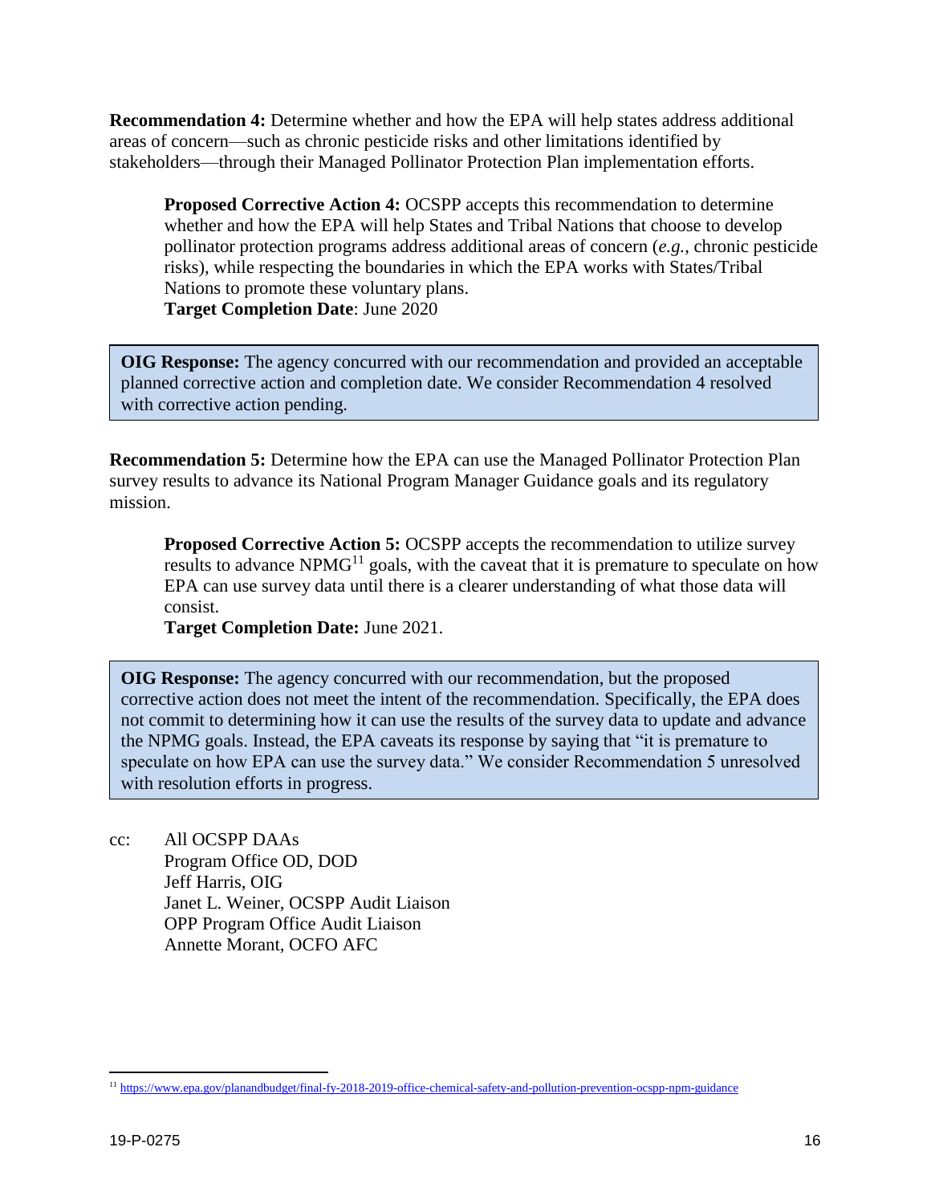**Recommendation 4:** Determine whether and how the EPA will help states address additional areas of concern—such as chronic pesticide risks and other limitations identified by stakeholders—through their Managed Pollinator Protection Plan implementation efforts.

> **Proposed Corrective Action 4:** OCSPP accepts this recommendation to determine whether and how the EPA will help States and Tribal Nations that choose to develop pollinator protection programs address additional areas of concern (*e.g.*, chronic pesticide risks), while respecting the boundaries in which the EPA works with States/Tribal Nations to promote these voluntary plans.
> **Target Completion Date**: June 2020

**OIG Response:** The agency concurred with our recommendation and provided an acceptable planned corrective action and completion date. We consider Recommendation 4 resolved with corrective action pending.

**Recommendation 5:** Determine how the EPA can use the Managed Pollinator Protection Plan survey results to advance its National Program Manager Guidance goals and its regulatory mission.

> **Proposed Corrective Action 5:** OCSPP accepts the recommendation to utilize survey results to advance NPMG[11] goals, with the caveat that it is premature to speculate on how EPA can use survey data until there is a clearer understanding of what those data will consist.
> **Target Completion Date:** June 2021.

**OIG Response:** The agency concurred with our recommendation, but the proposed corrective action does not meet the intent of the recommendation. Specifically, the EPA does not commit to determining how it can use the results of the survey data to update and advance the NPMG goals. Instead, the EPA caveats its response by saying that "it is premature to speculate on how EPA can use the survey data." We consider Recommendation 5 unresolved with resolution efforts in progress.

cc: All OCSPP DAAs
Program Office OD, DOD
Jeff Harris, OIG
Janet L. Weiner, OCSPP Audit Liaison
OPP Program Office Audit Liaison
Annette Morant, OCFO AFC

[11] https://www.epa.gov/planandbudget/final-fy-2018-2019-office-chemical-safety-and-pollution-prevention-ocspp-npm-guidance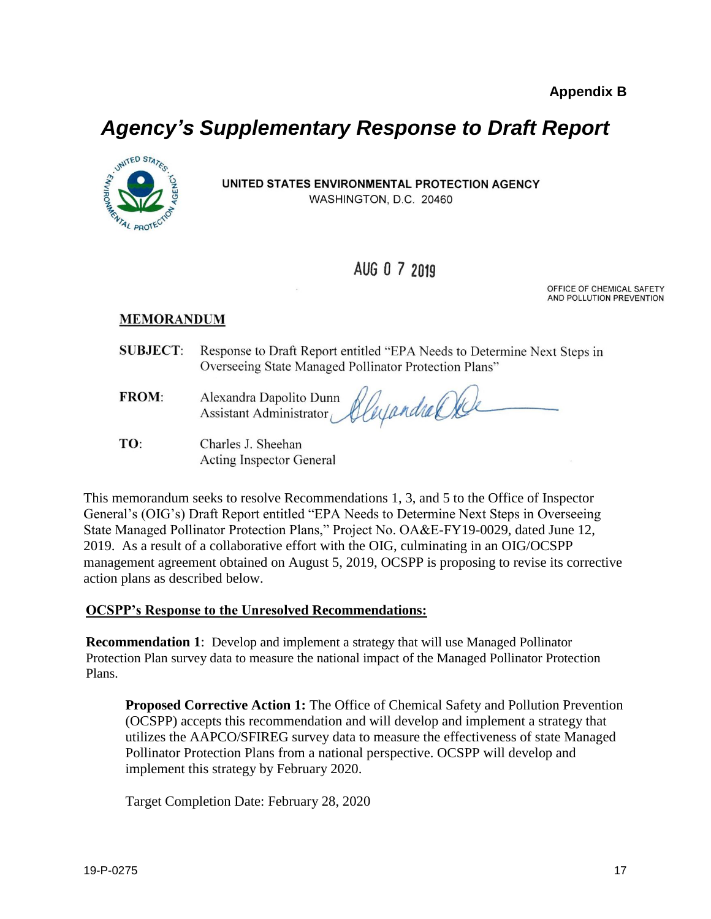**Appendix B**

# *Agency's Supplementary Response to Draft Report*

UNITED STATES ENVIRONMENTAL PROTECTION AGENCY
WASHINGTON, D.C. 20460

AUG 0 7 2019

OFFICE OF CHEMICAL SAFETY
AND POLLUTION PREVENTION

**MEMORANDUM**

**SUBJECT**: Response to Draft Report entitled "EPA Needs to Determine Next Steps in Overseeing State Managed Pollinator Protection Plans"

**FROM**: Alexandra Dapolito Dunn
Assistant Administrator

**TO**: Charles J. Sheehan
Acting Inspector General

This memorandum seeks to resolve Recommendations 1, 3, and 5 to the Office of Inspector General's (OIG's) Draft Report entitled "EPA Needs to Determine Next Steps in Overseeing State Managed Pollinator Protection Plans," Project No. OA&E-FY19-0029, dated June 12, 2019. As a result of a collaborative effort with the OIG, culminating in an OIG/OCSPP management agreement obtained on August 5, 2019, OCSPP is proposing to revise its corrective action plans as described below.

**OCSPP's Response to the Unresolved Recommendations:**

**Recommendation 1**: Develop and implement a strategy that will use Managed Pollinator Protection Plan survey data to measure the national impact of the Managed Pollinator Protection Plans.

> **Proposed Corrective Action 1:** The Office of Chemical Safety and Pollution Prevention (OCSPP) accepts this recommendation and will develop and implement a strategy that utilizes the AAPCO/SFIREG survey data to measure the effectiveness of state Managed Pollinator Protection Plans from a national perspective. OCSPP will develop and implement this strategy by February 2020.
>
> Target Completion Date: February 28, 2020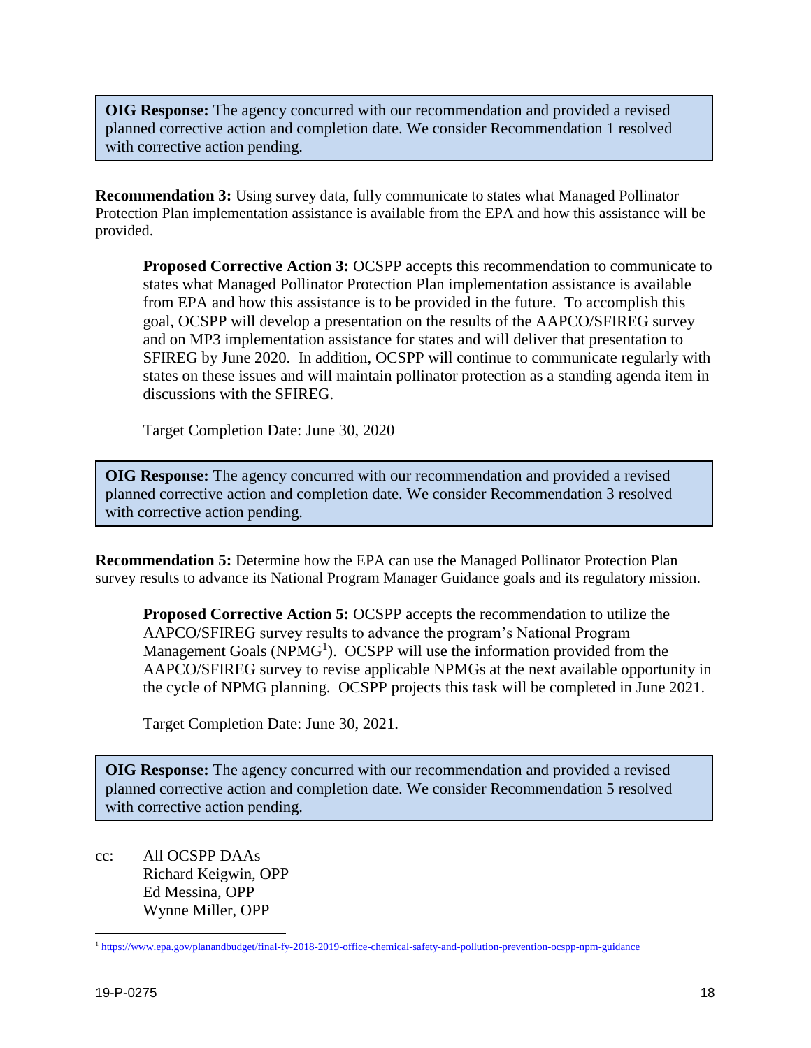> **OIG Response:** The agency concurred with our recommendation and provided a revised planned corrective action and completion date. We consider Recommendation 1 resolved with corrective action pending.

**Recommendation 3:** Using survey data, fully communicate to states what Managed Pollinator Protection Plan implementation assistance is available from the EPA and how this assistance will be provided.

> **Proposed Corrective Action 3:** OCSPP accepts this recommendation to communicate to states what Managed Pollinator Protection Plan implementation assistance is available from EPA and how this assistance is to be provided in the future. To accomplish this goal, OCSPP will develop a presentation on the results of the AAPCO/SFIREG survey and on MP3 implementation assistance for states and will deliver that presentation to SFIREG by June 2020. In addition, OCSPP will continue to communicate regularly with states on these issues and will maintain pollinator protection as a standing agenda item in discussions with the SFIREG.
>
> Target Completion Date: June 30, 2020

> **OIG Response:** The agency concurred with our recommendation and provided a revised planned corrective action and completion date. We consider Recommendation 3 resolved with corrective action pending.

**Recommendation 5:** Determine how the EPA can use the Managed Pollinator Protection Plan survey results to advance its National Program Manager Guidance goals and its regulatory mission.

> **Proposed Corrective Action 5:** OCSPP accepts the recommendation to utilize the AAPCO/SFIREG survey results to advance the program's National Program Management Goals (NPMG[1]). OCSPP will use the information provided from the AAPCO/SFIREG survey to revise applicable NPMGs at the next available opportunity in the cycle of NPMG planning. OCSPP projects this task will be completed in June 2021.
>
> Target Completion Date: June 30, 2021.

> **OIG Response:** The agency concurred with our recommendation and provided a revised planned corrective action and completion date. We consider Recommendation 5 resolved with corrective action pending.

cc: All OCSPP DAAs
Richard Keigwin, OPP
Ed Messina, OPP
Wynne Miller, OPP

[1] https://www.epa.gov/planandbudget/final-fy-2018-2019-office-chemical-safety-and-pollution-prevention-ocspp-npm-guidance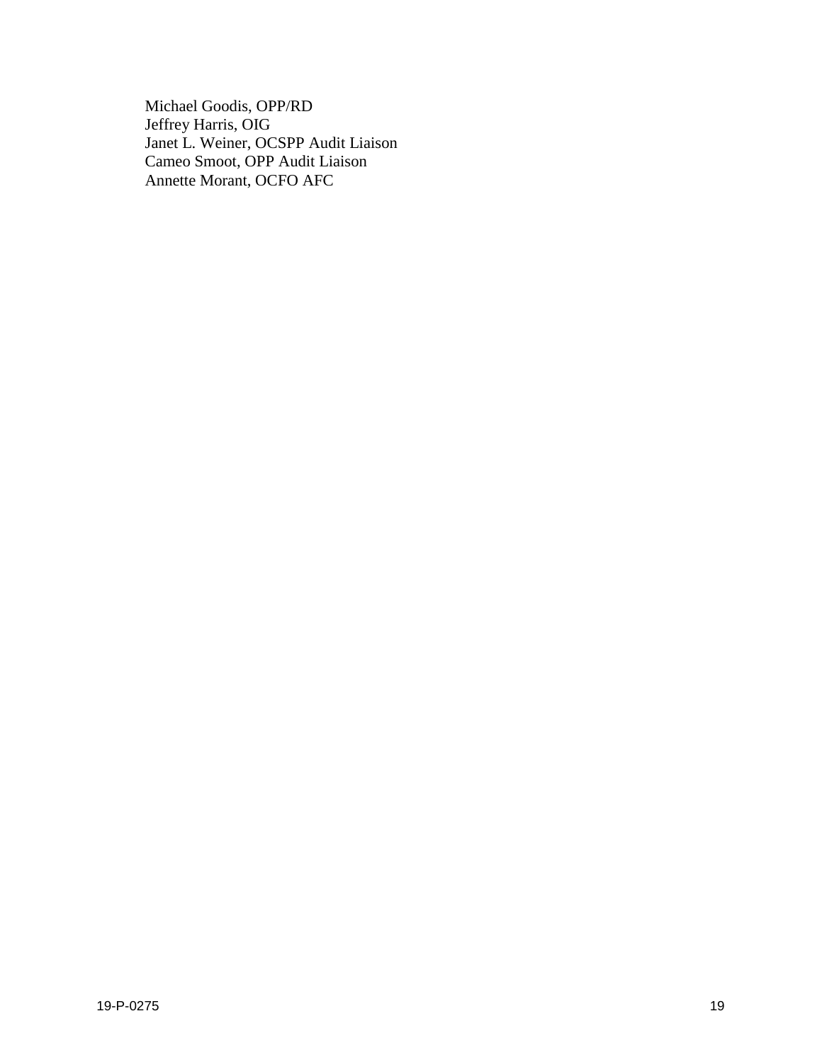Michael Goodis, OPP/RD
Jeffrey Harris, OIG
Janet L. Weiner, OCSPP Audit Liaison
Cameo Smoot, OPP Audit Liaison
Annette Morant, OCFO AFC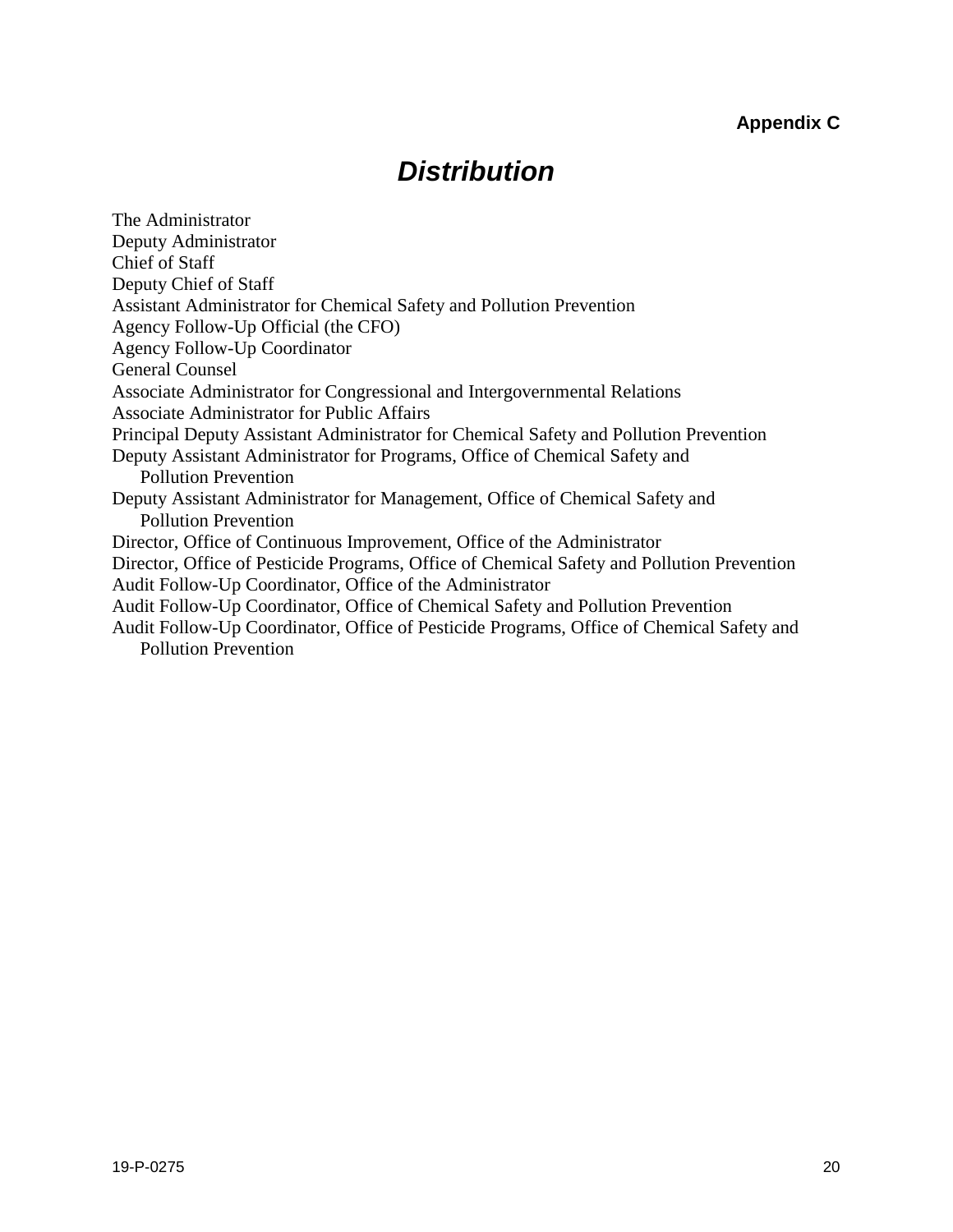**Appendix C**

# *Distribution*

The Administrator  
Deputy Administrator  
Chief of Staff  
Deputy Chief of Staff  
Assistant Administrator for Chemical Safety and Pollution Prevention  
Agency Follow-Up Official (the CFO)  
Agency Follow-Up Coordinator  
General Counsel  
Associate Administrator for Congressional and Intergovernmental Relations  
Associate Administrator for Public Affairs  
Principal Deputy Assistant Administrator for Chemical Safety and Pollution Prevention  
Deputy Assistant Administrator for Programs, Office of Chemical Safety and Pollution Prevention  
Deputy Assistant Administrator for Management, Office of Chemical Safety and Pollution Prevention  
Director, Office of Continuous Improvement, Office of the Administrator  
Director, Office of Pesticide Programs, Office of Chemical Safety and Pollution Prevention  
Audit Follow-Up Coordinator, Office of the Administrator  
Audit Follow-Up Coordinator, Office of Chemical Safety and Pollution Prevention  
Audit Follow-Up Coordinator, Office of Pesticide Programs, Office of Chemical Safety and Pollution Prevention